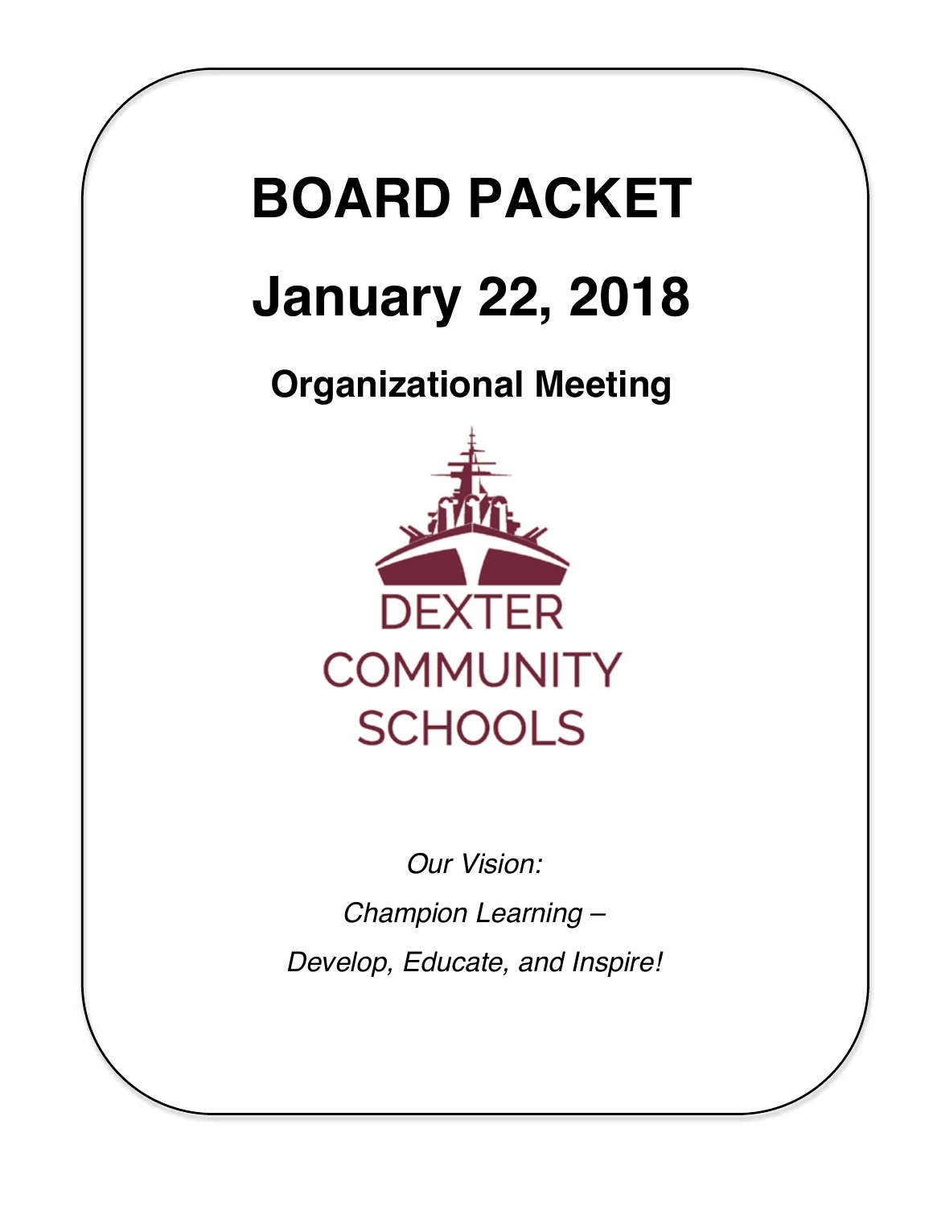# BOARD PACKET

# January 22, 2018

## Organizational Meeting

DEXTER COMMUNITY SCHOOLS

*Our Vision:*

*Champion Learning –*

*Develop, Educate, and Inspire!*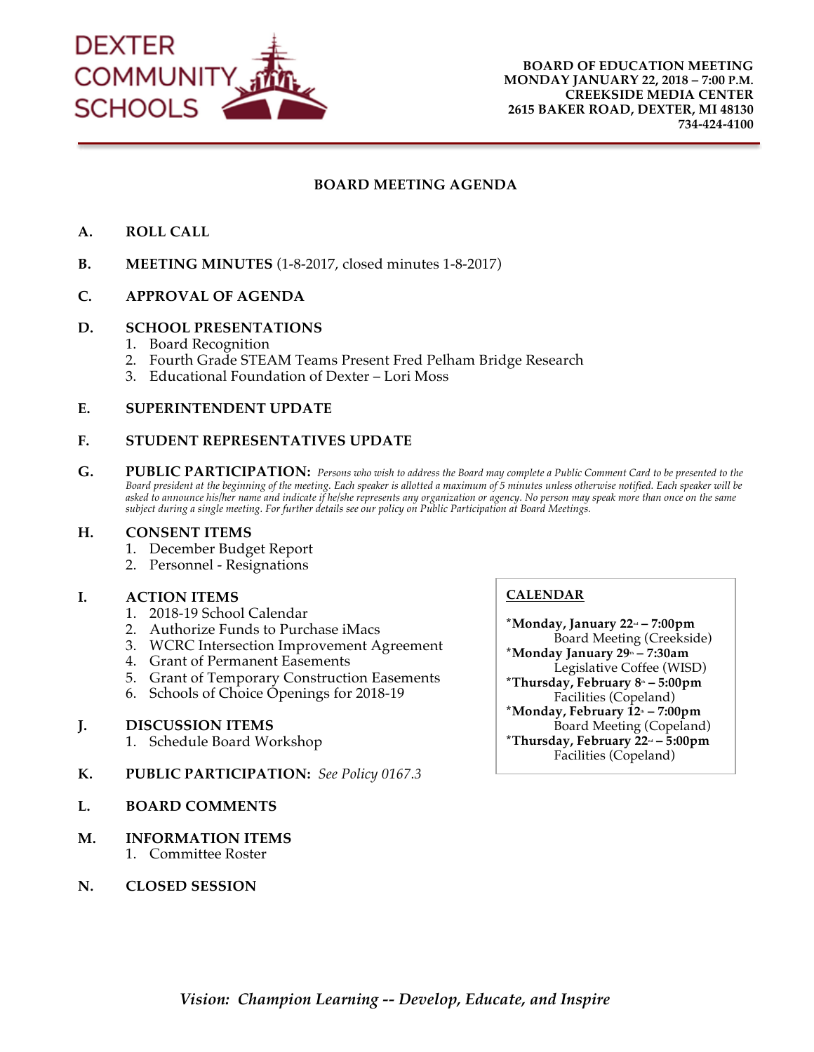DEXTER COMMUNITY SCHOOLS

**BOARD OF EDUCATION MEETING**
**MONDAY JANUARY 22, 2018 – 7:00 P.M.**
**CREEKSIDE MEDIA CENTER**
**2615 BAKER ROAD, DEXTER, MI 48130**
**734-424-4100**

## BOARD MEETING AGENDA

**A. ROLL CALL**

**B. MEETING MINUTES** (1-8-2017, closed minutes 1-8-2017)

**C. APPROVAL OF AGENDA**

**D. SCHOOL PRESENTATIONS**
1. Board Recognition
2. Fourth Grade STEAM Teams Present Fred Pelham Bridge Research
3. Educational Foundation of Dexter – Lori Moss

**E. SUPERINTENDENT UPDATE**

**F. STUDENT REPRESENTATIVES UPDATE**

**G. PUBLIC PARTICIPATION:** *Persons who wish to address the Board may complete a Public Comment Card to be presented to the Board president at the beginning of the meeting. Each speaker is allotted a maximum of 5 minutes unless otherwise notified. Each speaker will be asked to announce his/her name and indicate if he/she represents any organization or agency. No person may speak more than once on the same subject during a single meeting. For further details see our policy on Public Participation at Board Meetings.*

**H. CONSENT ITEMS**
1. December Budget Report
2. Personnel - Resignations

**I. ACTION ITEMS**
1. 2018-19 School Calendar
2. Authorize Funds to Purchase iMacs
3. WCRC Intersection Improvement Agreement
4. Grant of Permanent Easements
5. Grant of Temporary Construction Easements
6. Schools of Choice Openings for 2018-19

**J. DISCUSSION ITEMS**
1. Schedule Board Workshop

**K. PUBLIC PARTICIPATION:** *See Policy 0167.3*

**L. BOARD COMMENTS**

**M. INFORMATION ITEMS**
1. Committee Roster

**N. CLOSED SESSION**

**CALENDAR**

**\*Monday, January 22nd – 7:00pm**
Board Meeting (Creekside)

**\*Monday January 29th – 7:30am**
Legislative Coffee (WISD)

**\*Thursday, February 8th – 5:00pm**
Facilities (Copeland)

**\*Monday, February 12th – 7:00pm**
Board Meeting (Copeland)

**\*Thursday, February 22nd – 5:00pm**
Facilities (Copeland)

*Vision: Champion Learning -- Develop, Educate, and Inspire*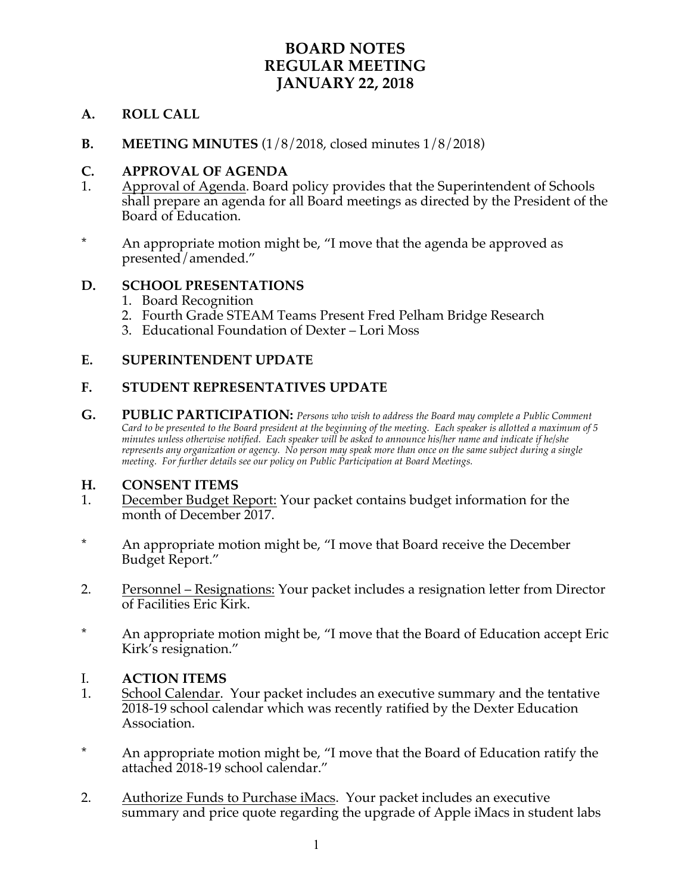# BOARD NOTES
# REGULAR MEETING
# JANUARY 22, 2018

**A. ROLL CALL**

**B. MEETING MINUTES** (1/8/2018, closed minutes 1/8/2018)

**C. APPROVAL OF AGENDA**

1. Approval of Agenda. Board policy provides that the Superintendent of Schools shall prepare an agenda for all Board meetings as directed by the President of the Board of Education.

\* An appropriate motion might be, "I move that the agenda be approved as presented/amended."

**D. SCHOOL PRESENTATIONS**

1. Board Recognition
2. Fourth Grade STEAM Teams Present Fred Pelham Bridge Research
3. Educational Foundation of Dexter – Lori Moss

**E. SUPERINTENDENT UPDATE**

**F. STUDENT REPRESENTATIVES UPDATE**

**G. PUBLIC PARTICIPATION:** *Persons who wish to address the Board may complete a Public Comment Card to be presented to the Board president at the beginning of the meeting. Each speaker is allotted a maximum of 5 minutes unless otherwise notified. Each speaker will be asked to announce his/her name and indicate if he/she represents any organization or agency. No person may speak more than once on the same subject during a single meeting. For further details see our policy on Public Participation at Board Meetings.*

**H. CONSENT ITEMS**

1. December Budget Report: Your packet contains budget information for the month of December 2017.

\* An appropriate motion might be, "I move that Board receive the December Budget Report."

2. Personnel – Resignations: Your packet includes a resignation letter from Director of Facilities Eric Kirk.

\* An appropriate motion might be, "I move that the Board of Education accept Eric Kirk's resignation."

I. **ACTION ITEMS**

1. School Calendar. Your packet includes an executive summary and the tentative 2018-19 school calendar which was recently ratified by the Dexter Education Association.

\* An appropriate motion might be, "I move that the Board of Education ratify the attached 2018-19 school calendar."

2. Authorize Funds to Purchase iMacs. Your packet includes an executive summary and price quote regarding the upgrade of Apple iMacs in student labs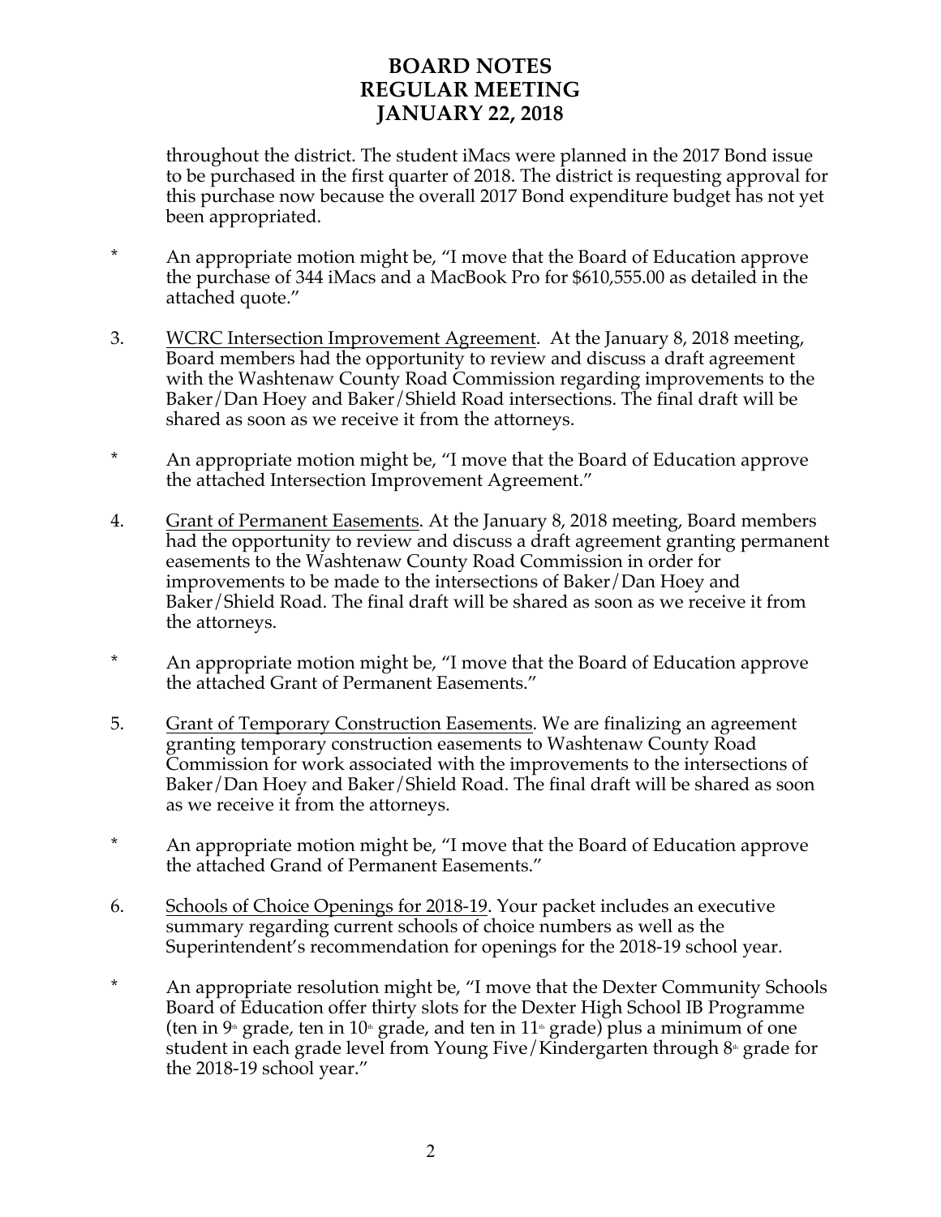throughout the district. The student iMacs were planned in the 2017 Bond issue to be purchased in the first quarter of 2018. The district is requesting approval for this purchase now because the overall 2017 Bond expenditure budget has not yet been appropriated.

\* An appropriate motion might be, "I move that the Board of Education approve the purchase of 344 iMacs and a MacBook Pro for $610,555.00 as detailed in the attached quote."

3. <u>WCRC Intersection Improvement Agreement</u>. At the January 8, 2018 meeting, Board members had the opportunity to review and discuss a draft agreement with the Washtenaw County Road Commission regarding improvements to the Baker/Dan Hoey and Baker/Shield Road intersections. The final draft will be shared as soon as we receive it from the attorneys.

\* An appropriate motion might be, "I move that the Board of Education approve the attached Intersection Improvement Agreement."

4. <u>Grant of Permanent Easements</u>. At the January 8, 2018 meeting, Board members had the opportunity to review and discuss a draft agreement granting permanent easements to the Washtenaw County Road Commission in order for improvements to be made to the intersections of Baker/Dan Hoey and Baker/Shield Road. The final draft will be shared as soon as we receive it from the attorneys.

\* An appropriate motion might be, "I move that the Board of Education approve the attached Grant of Permanent Easements."

5. <u>Grant of Temporary Construction Easements</u>. We are finalizing an agreement granting temporary construction easements to Washtenaw County Road Commission for work associated with the improvements to the intersections of Baker/Dan Hoey and Baker/Shield Road. The final draft will be shared as soon as we receive it from the attorneys.

\* An appropriate motion might be, "I move that the Board of Education approve the attached Grand of Permanent Easements."

6. <u>Schools of Choice Openings for 2018-19</u>. Your packet includes an executive summary regarding current schools of choice numbers as well as the Superintendent's recommendation for openings for the 2018-19 school year.

\* An appropriate resolution might be, "I move that the Dexter Community Schools Board of Education offer thirty slots for the Dexter High School IB Programme (ten in 9th grade, ten in 10th grade, and ten in 11th grade) plus a minimum of one student in each grade level from Young Five/Kindergarten through 8th grade for the 2018-19 school year."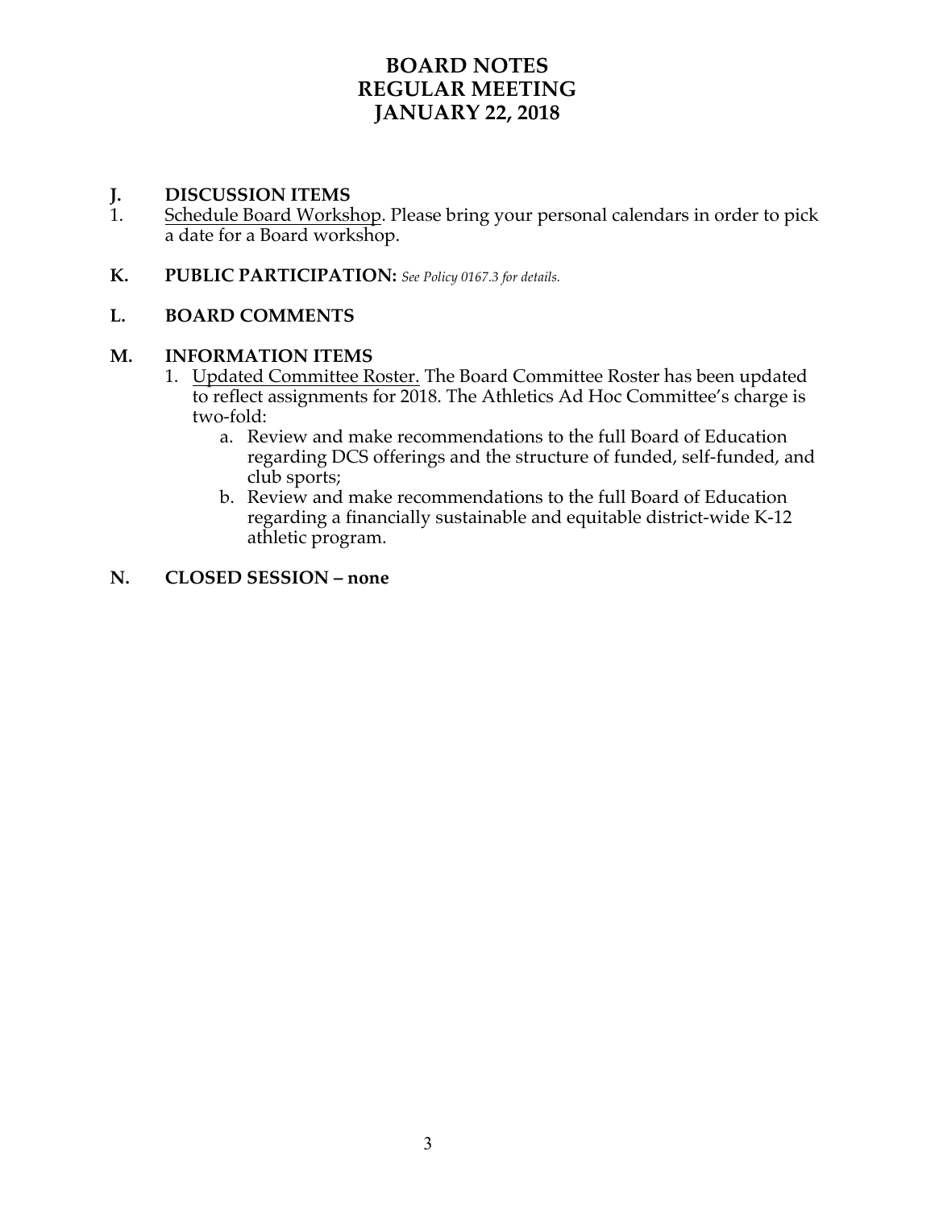# BOARD NOTES
# REGULAR MEETING
# JANUARY 22, 2018

## J. DISCUSSION ITEMS

1. Schedule Board Workshop. Please bring your personal calendars in order to pick a date for a Board workshop.

## K. PUBLIC PARTICIPATION: *See Policy 0167.3 for details.*

## L. BOARD COMMENTS

## M. INFORMATION ITEMS

1. Updated Committee Roster. The Board Committee Roster has been updated to reflect assignments for 2018. The Athletics Ad Hoc Committee's charge is two-fold:
    a. Review and make recommendations to the full Board of Education regarding DCS offerings and the structure of funded, self-funded, and club sports;
    b. Review and make recommendations to the full Board of Education regarding a financially sustainable and equitable district-wide K-12 athletic program.

## N. CLOSED SESSION – none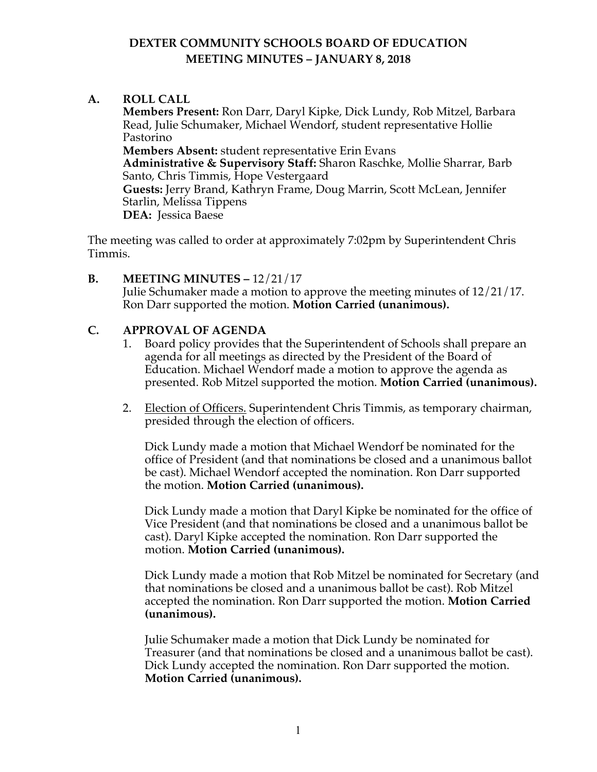# DEXTER COMMUNITY SCHOOLS BOARD OF EDUCATION
# MEETING MINUTES – JANUARY 8, 2018

## A. ROLL CALL

**Members Present:** Ron Darr, Daryl Kipke, Dick Lundy, Rob Mitzel, Barbara Read, Julie Schumaker, Michael Wendorf, student representative Hollie Pastorino
**Members Absent:** student representative Erin Evans
**Administrative & Supervisory Staff:** Sharon Raschke, Mollie Sharrar, Barb Santo, Chris Timmis, Hope Vestergaard
**Guests:** Jerry Brand, Kathryn Frame, Doug Marrin, Scott McLean, Jennifer Starlin, Melissa Tippens
**DEA:** Jessica Baese

The meeting was called to order at approximately 7:02pm by Superintendent Chris Timmis.

## B. MEETING MINUTES – 12/21/17

Julie Schumaker made a motion to approve the meeting minutes of 12/21/17. Ron Darr supported the motion. **Motion Carried (unanimous).**

## C. APPROVAL OF AGENDA

1. Board policy provides that the Superintendent of Schools shall prepare an agenda for all meetings as directed by the President of the Board of Education. Michael Wendorf made a motion to approve the agenda as presented. Rob Mitzel supported the motion. **Motion Carried (unanimous).**

2. Election of Officers. Superintendent Chris Timmis, as temporary chairman, presided through the election of officers.

   Dick Lundy made a motion that Michael Wendorf be nominated for the office of President (and that nominations be closed and a unanimous ballot be cast). Michael Wendorf accepted the nomination. Ron Darr supported the motion. **Motion Carried (unanimous).**

   Dick Lundy made a motion that Daryl Kipke be nominated for the office of Vice President (and that nominations be closed and a unanimous ballot be cast). Daryl Kipke accepted the nomination. Ron Darr supported the motion. **Motion Carried (unanimous).**

   Dick Lundy made a motion that Rob Mitzel be nominated for Secretary (and that nominations be closed and a unanimous ballot be cast). Rob Mitzel accepted the nomination. Ron Darr supported the motion. **Motion Carried (unanimous).**

   Julie Schumaker made a motion that Dick Lundy be nominated for Treasurer (and that nominations be closed and a unanimous ballot be cast). Dick Lundy accepted the nomination. Ron Darr supported the motion. **Motion Carried (unanimous).**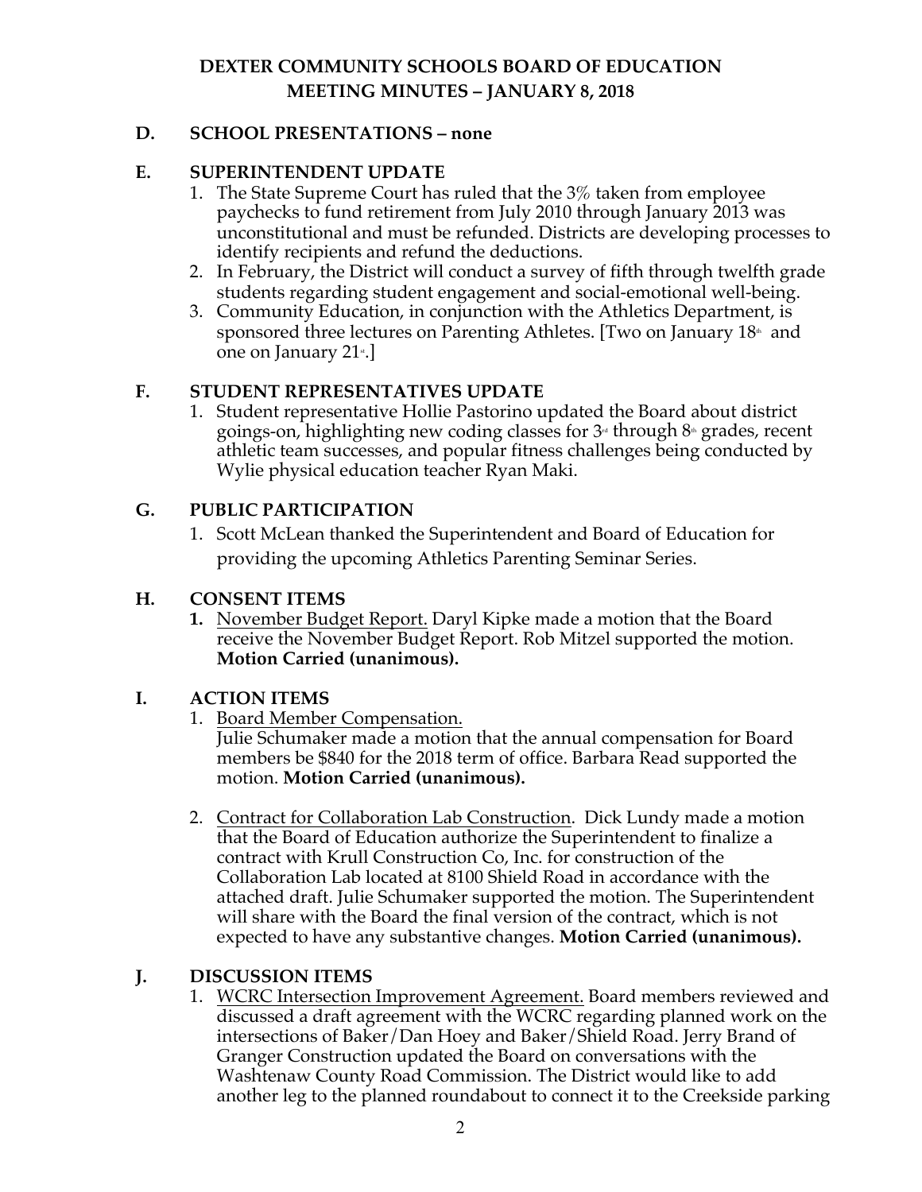# DEXTER COMMUNITY SCHOOLS BOARD OF EDUCATION
## MEETING MINUTES – JANUARY 8, 2018

### D. SCHOOL PRESENTATIONS – none

### E. SUPERINTENDENT UPDATE

1. The State Supreme Court has ruled that the 3% taken from employee paychecks to fund retirement from July 2010 through January 2013 was unconstitutional and must be refunded. Districts are developing processes to identify recipients and refund the deductions.
2. In February, the District will conduct a survey of fifth through twelfth grade students regarding student engagement and social-emotional well-being.
3. Community Education, in conjunction with the Athletics Department, is sponsored three lectures on Parenting Athletes. [Two on January 18th and one on January 21st.]

### F. STUDENT REPRESENTATIVES UPDATE

1. Student representative Hollie Pastorino updated the Board about district goings-on, highlighting new coding classes for 3rd through 8th grades, recent athletic team successes, and popular fitness challenges being conducted by Wylie physical education teacher Ryan Maki.

### G. PUBLIC PARTICIPATION

1. Scott McLean thanked the Superintendent and Board of Education for providing the upcoming Athletics Parenting Seminar Series.

### H. CONSENT ITEMS

1. November Budget Report. Daryl Kipke made a motion that the Board receive the November Budget Report. Rob Mitzel supported the motion. **Motion Carried (unanimous).**

### I. ACTION ITEMS

1. Board Member Compensation.
   Julie Schumaker made a motion that the annual compensation for Board members be $840 for the 2018 term of office. Barbara Read supported the motion. **Motion Carried (unanimous).**

2. Contract for Collaboration Lab Construction. Dick Lundy made a motion that the Board of Education authorize the Superintendent to finalize a contract with Krull Construction Co, Inc. for construction of the Collaboration Lab located at 8100 Shield Road in accordance with the attached draft. Julie Schumaker supported the motion. The Superintendent will share with the Board the final version of the contract, which is not expected to have any substantive changes. **Motion Carried (unanimous).**

### J. DISCUSSION ITEMS

1. WCRC Intersection Improvement Agreement. Board members reviewed and discussed a draft agreement with the WCRC regarding planned work on the intersections of Baker/Dan Hoey and Baker/Shield Road. Jerry Brand of Granger Construction updated the Board on conversations with the Washtenaw County Road Commission. The District would like to add another leg to the planned roundabout to connect it to the Creekside parking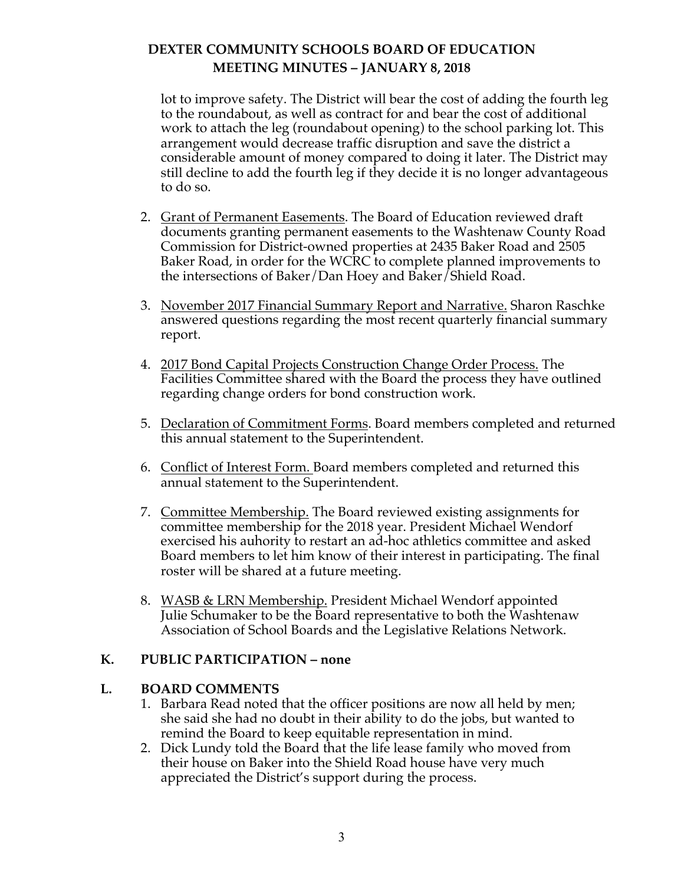lot to improve safety. The District will bear the cost of adding the fourth leg to the roundabout, as well as contract for and bear the cost of additional work to attach the leg (roundabout opening) to the school parking lot. This arrangement would decrease traffic disruption and save the district a considerable amount of money compared to doing it later. The District may still decline to add the fourth leg if they decide it is no longer advantageous to do so.

2. Grant of Permanent Easements. The Board of Education reviewed draft documents granting permanent easements to the Washtenaw County Road Commission for District-owned properties at 2435 Baker Road and 2505 Baker Road, in order for the WCRC to complete planned improvements to the intersections of Baker/Dan Hoey and Baker/Shield Road.

3. November 2017 Financial Summary Report and Narrative. Sharon Raschke answered questions regarding the most recent quarterly financial summary report.

4. 2017 Bond Capital Projects Construction Change Order Process. The Facilities Committee shared with the Board the process they have outlined regarding change orders for bond construction work.

5. Declaration of Commitment Forms. Board members completed and returned this annual statement to the Superintendent.

6. Conflict of Interest Form. Board members completed and returned this annual statement to the Superintendent.

7. Committee Membership. The Board reviewed existing assignments for committee membership for the 2018 year. President Michael Wendorf exercised his auhority to restart an ad-hoc athletics committee and asked Board members to let him know of their interest in participating. The final roster will be shared at a future meeting.

8. WASB & LRN Membership. President Michael Wendorf appointed Julie Schumaker to be the Board representative to both the Washtenaw Association of School Boards and the Legislative Relations Network.

## K. PUBLIC PARTICIPATION – none

## L. BOARD COMMENTS

1. Barbara Read noted that the officer positions are now all held by men; she said she had no doubt in their ability to do the jobs, but wanted to remind the Board to keep equitable representation in mind.
2. Dick Lundy told the Board that the life lease family who moved from their house on Baker into the Shield Road house have very much appreciated the District's support during the process.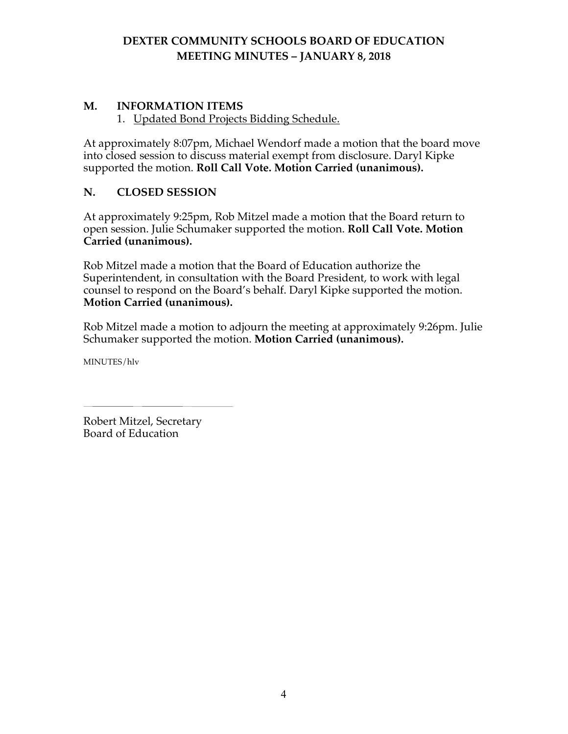## M. INFORMATION ITEMS

1. Updated Bond Projects Bidding Schedule.

At approximately 8:07pm, Michael Wendorf made a motion that the board move into closed session to discuss material exempt from disclosure. Daryl Kipke supported the motion. **Roll Call Vote. Motion Carried (unanimous).**

## N. CLOSED SESSION

At approximately 9:25pm, Rob Mitzel made a motion that the Board return to open session. Julie Schumaker supported the motion. **Roll Call Vote. Motion Carried (unanimous).**

Rob Mitzel made a motion that the Board of Education authorize the Superintendent, in consultation with the Board President, to work with legal counsel to respond on the Board's behalf. Daryl Kipke supported the motion. **Motion Carried (unanimous).**

Rob Mitzel made a motion to adjourn the meeting at approximately 9:26pm. Julie Schumaker supported the motion. **Motion Carried (unanimous).**

MINUTES/hlv

\_\_\_\_\_\_\_\_\_\_\_\_\_\_\_\_\_\_\_\_\_\_\_\_\_\_\_\_

Robert Mitzel, Secretary
Board of Education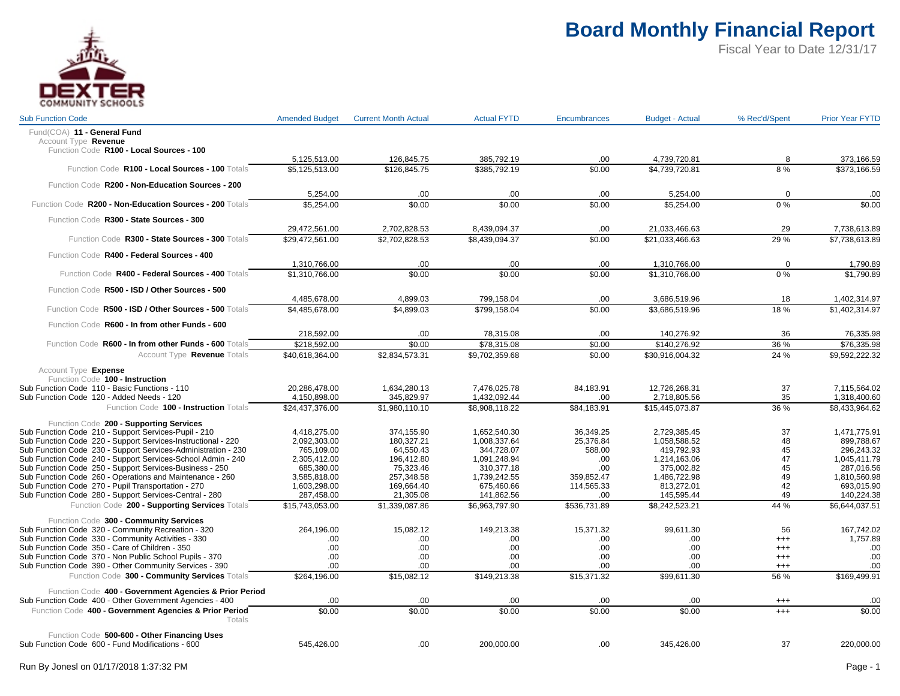# Board Monthly Financial Report

Fiscal Year to Date 12/31/17

DEXTER COMMUNITY SCHOOLS

| Sub Function Code | Amended Budget | Current Month Actual | Actual FYTD | Encumbrances | Budget - Actual | % Rec'd/Spent | Prior Year FYTD |
|---|---|---|---|---|---|---|---|
| Fund(COA) **11 - General Fund** | | | | | | | |
| Account Type **Revenue** | | | | | | | |
| Function Code **R100 - Local Sources - 100** | | | | | | | |
| | 5,125,513.00 | 126,845.75 | 385,792.19 | .00 | 4,739,720.81 | 8 | 373,166.59 |
| Function Code **R100 - Local Sources - 100** Totals | $5,125,513.00 | $126,845.75 | $385,792.19 | $0.00 | $4,739,720.81 | 8 % | $373,166.59 |
| Function Code **R200 - Non-Education Sources - 200** | | | | | | | |
| | 5,254.00 | .00 | .00 | .00 | 5,254.00 | 0 | .00 |
| Function Code **R200 - Non-Education Sources - 200** Totals | $5,254.00 | $0.00 | $0.00 | $0.00 | $5,254.00 | 0 % | $0.00 |
| Function Code **R300 - State Sources - 300** | | | | | | | |
| | 29,472,561.00 | 2,702,828.53 | 8,439,094.37 | .00 | 21,033,466.63 | 29 | 7,738,613.89 |
| Function Code **R300 - State Sources - 300** Totals | $29,472,561.00 | $2,702,828.53 | $8,439,094.37 | $0.00 | $21,033,466.63 | 29 % | $7,738,613.89 |
| Function Code **R400 - Federal Sources - 400** | | | | | | | |
| | 1,310,766.00 | .00 | .00 | .00 | 1,310,766.00 | 0 | 1,790.89 |
| Function Code **R400 - Federal Sources - 400** Totals | $1,310,766.00 | $0.00 | $0.00 | $0.00 | $1,310,766.00 | 0 % | $1,790.89 |
| Function Code **R500 - ISD / Other Sources - 500** | | | | | | | |
| | 4,485,678.00 | 4,899.03 | 799,158.04 | .00 | 3,686,519.96 | 18 | 1,402,314.97 |
| Function Code **R500 - ISD / Other Sources - 500** Totals | $4,485,678.00 | $4,899.03 | $799,158.04 | $0.00 | $3,686,519.96 | 18 % | $1,402,314.97 |
| Function Code **R600 - In from other Funds - 600** | | | | | | | |
| | 218,592.00 | .00 | 78,315.08 | .00 | 140,276.92 | 36 | 76,335.98 |
| Function Code **R600 - In from other Funds - 600** Totals | $218,592.00 | $0.00 | $78,315.08 | $0.00 | $140,276.92 | 36 % | $76,335.98 |
| Account Type **Revenue** Totals | $40,618,364.00 | $2,834,573.31 | $9,702,359.68 | $0.00 | $30,916,004.32 | 24 % | $9,592,222.32 |
| Account Type **Expense** | | | | | | | |
| Function Code **100 - Instruction** | | | | | | | |
| Sub Function Code 110 - Basic Functions - 110 | 20,286,478.00 | 1,634,280.13 | 7,476,025.78 | 84,183.91 | 12,726,268.31 | 37 | 7,115,564.02 |
| Sub Function Code 120 - Added Needs - 120 | 4,150,898.00 | 345,829.97 | 1,432,092.44 | .00 | 2,718,805.56 | 35 | 1,318,400.60 |
| Function Code **100 - Instruction** Totals | $24,437,376.00 | $1,980,110.10 | $8,908,118.22 | $84,183.91 | $15,445,073.87 | 36 % | $8,433,964.62 |
| Function Code **200 - Supporting Services** | | | | | | | |
| Sub Function Code 210 - Support Services-Pupil - 210 | 4,418,275.00 | 374,155.90 | 1,652,540.30 | 36,349.25 | 2,729,385.45 | 37 | 1,471,775.91 |
| Sub Function Code 220 - Support Services-Instructional - 220 | 2,092,303.00 | 180,327.21 | 1,008,337.64 | 25,376.84 | 1,058,588.52 | 48 | 899,788.67 |
| Sub Function Code 230 - Support Services-Administration - 230 | 765,109.00 | 64,550.43 | 344,728.07 | 588.00 | 419,792.93 | 45 | 296,243.32 |
| Sub Function Code 240 - Support Services-School Admin - 240 | 2,305,412.00 | 196,412.80 | 1,091,248.94 | .00 | 1,214,163.06 | 47 | 1,045,411.79 |
| Sub Function Code 250 - Support Services-Business - 250 | 685,380.00 | 75,323.46 | 310,377.18 | .00 | 375,002.82 | 45 | 287,016.56 |
| Sub Function Code 260 - Operations and Maintenance - 260 | 3,585,818.00 | 257,348.58 | 1,739,242.55 | 359,852.47 | 1,486,722.98 | 49 | 1,810,560.98 |
| Sub Function Code 270 - Pupil Transportation - 270 | 1,603,298.00 | 169,664.40 | 675,460.66 | 114,565.33 | 813,272.01 | 42 | 693,015.90 |
| Sub Function Code 280 - Support Services-Central - 280 | 287,458.00 | 21,305.08 | 141,862.56 | .00 | 145,595.44 | 49 | 140,224.38 |
| Function Code **200 - Supporting Services** Totals | $15,743,053.00 | $1,339,087.86 | $6,963,797.90 | $536,731.89 | $8,242,523.21 | 44 % | $6,644,037.51 |
| Function Code **300 - Community Services** | | | | | | | |
| Sub Function Code 320 - Community Recreation - 320 | 264,196.00 | 15,082.12 | 149,213.38 | 15,371.32 | 99,611.30 | 56 | 167,742.02 |
| Sub Function Code 330 - Community Activities - 330 | .00 | .00 | .00 | .00 | .00 | +++ | 1,757.89 |
| Sub Function Code 350 - Care of Children - 350 | .00 | .00 | .00 | .00 | .00 | +++ | .00 |
| Sub Function Code 370 - Non Public School Pupils - 370 | .00 | .00 | .00 | .00 | .00 | +++ | .00 |
| Sub Function Code 390 - Other Community Services - 390 | .00 | .00 | .00 | .00 | .00 | +++ | .00 |
| Function Code **300 - Community Services** Totals | $264,196.00 | $15,082.12 | $149,213.38 | $15,371.32 | $99,611.30 | 56 % | $169,499.91 |
| Function Code **400 - Government Agencies & Prior Period** | | | | | | | |
| Sub Function Code 400 - Other Government Agencies - 400 | .00 | .00 | .00 | .00 | .00 | +++ | .00 |
| Function Code **400 - Government Agencies & Prior Period** Totals | $0.00 | $0.00 | $0.00 | $0.00 | $0.00 | +++ | $0.00 |
| Function Code **500-600 - Other Financing Uses** | | | | | | | |
| Sub Function Code 600 - Fund Modifications - 600 | 545,426.00 | .00 | 200,000.00 | .00 | 345,426.00 | 37 | 220,000.00 |

Run By Jonesl on 01/17/2018 1:37:32 PM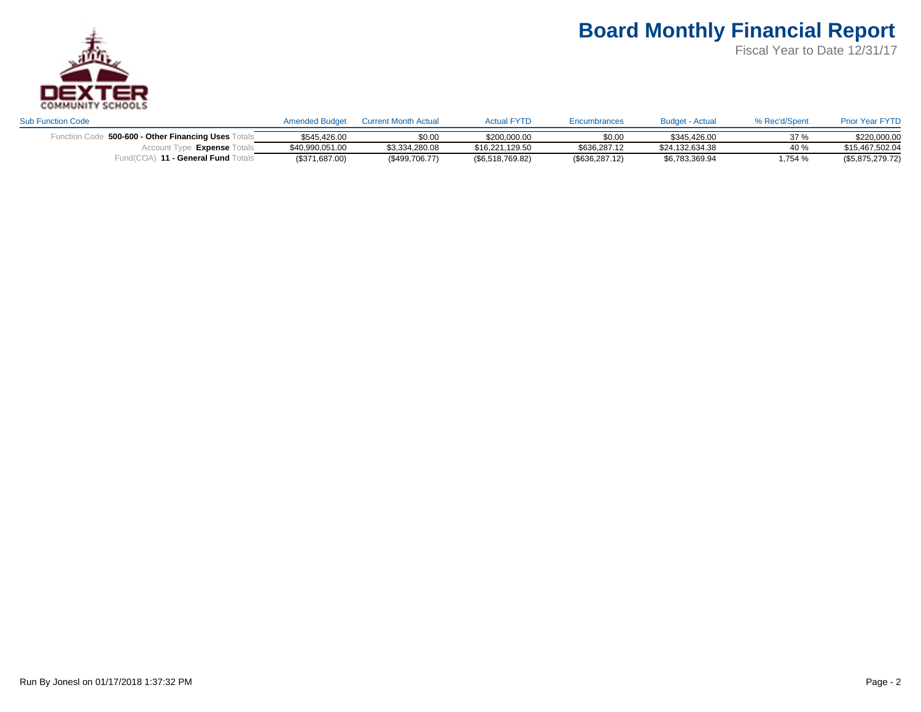# Board Monthly Financial Report

Fiscal Year to Date 12/31/17

| Sub Function Code | Amended Budget | Current Month Actual | Actual FYTD | Encumbrances | Budget - Actual | % Rec'd/Spent | Prior Year FYTD |
|---|---|---|---|---|---|---|---|
| Function Code **500-600 - Other Financing Uses** Totals | $545,426.00 | $0.00 | $200,000.00 | $0.00 | $345,426.00 | 37 % | $220,000.00 |
| Account Type **Expense** Totals | $40,990,051.00 | $3,334,280.08 | $16,221,129.50 | $636,287.12 | $24,132,634.38 | 40 % | $15,467,502.04 |
| Fund(COA) **11 - General Fund** Totals | ($371,687.00) | ($499,706.77) | ($6,518,769.82) | ($636,287.12) | $6,783,369.94 | 1,754 % | ($5,875,279.72) |

Run By Jonesl on 01/17/2018 1:37:32 PM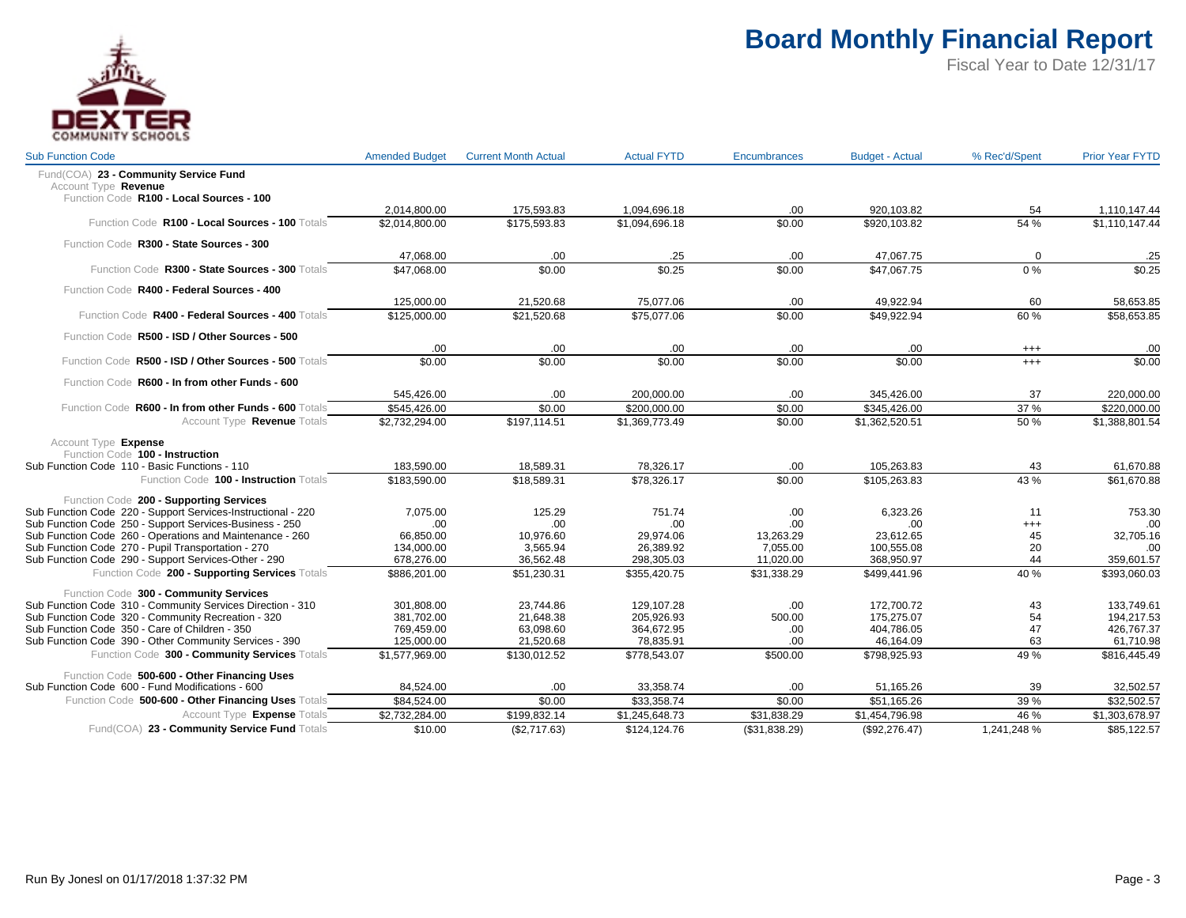# Board Monthly Financial Report

Fiscal Year to Date 12/31/17

| Sub Function Code | Amended Budget | Current Month Actual | Actual FYTD | Encumbrances | Budget - Actual | % Rec'd/Spent | Prior Year FYTD |
|---|---|---|---|---|---|---|---|
| Fund(COA) **23 - Community Service Fund** | | | | | | | |
| Account Type **Revenue** | | | | | | | |
| Function Code **R100 - Local Sources - 100** | | | | | | | |
| | 2,014,800.00 | 175,593.83 | 1,094,696.18 | .00 | 920,103.82 | 54 | 1,110,147.44 |
| Function Code **R100 - Local Sources - 100** Totals | $2,014,800.00 | $175,593.83 | $1,094,696.18 | $0.00 | $920,103.82 | 54 % | $1,110,147.44 |
| Function Code **R300 - State Sources - 300** | | | | | | | |
| | 47,068.00 | .00 | .25 | .00 | 47,067.75 | 0 | .25 |
| Function Code **R300 - State Sources - 300** Totals | $47,068.00 | $0.00 | $0.25 | $0.00 | $47,067.75 | 0 % | $0.25 |
| Function Code **R400 - Federal Sources - 400** | | | | | | | |
| | 125,000.00 | 21,520.68 | 75,077.06 | .00 | 49,922.94 | 60 | 58,653.85 |
| Function Code **R400 - Federal Sources - 400** Totals | $125,000.00 | $21,520.68 | $75,077.06 | $0.00 | $49,922.94 | 60 % | $58,653.85 |
| Function Code **R500 - ISD / Other Sources - 500** | | | | | | | |
| | .00 | .00 | .00 | .00 | .00 | +++ | .00 |
| Function Code **R500 - ISD / Other Sources - 500** Totals | $0.00 | $0.00 | $0.00 | $0.00 | $0.00 | +++ | $0.00 |
| Function Code **R600 - In from other Funds - 600** | | | | | | | |
| | 545,426.00 | .00 | 200,000.00 | .00 | 345,426.00 | 37 | 220,000.00 |
| Function Code **R600 - In from other Funds - 600** Totals | $545,426.00 | $0.00 | $200,000.00 | $0.00 | $345,426.00 | 37 % | $220,000.00 |
| Account Type **Revenue** Totals | $2,732,294.00 | $197,114.51 | $1,369,773.49 | $0.00 | $1,362,520.51 | 50 % | $1,388,801.54 |
| Account Type **Expense** | | | | | | | |
| Function Code **100 - Instruction** | | | | | | | |
| Sub Function Code 110 - Basic Functions - 110 | 183,590.00 | 18,589.31 | 78,326.17 | .00 | 105,263.83 | 43 | 61,670.88 |
| Function Code **100 - Instruction** Totals | $183,590.00 | $18,589.31 | $78,326.17 | $0.00 | $105,263.83 | 43 % | $61,670.88 |
| Function Code **200 - Supporting Services** | | | | | | | |
| Sub Function Code 220 - Support Services-Instructional - 220 | 7,075.00 | 125.29 | 751.74 | .00 | 6,323.26 | 11 | 753.30 |
| Sub Function Code 250 - Support Services-Business - 250 | .00 | .00 | .00 | .00 | .00 | +++ | .00 |
| Sub Function Code 260 - Operations and Maintenance - 260 | 66,850.00 | 10,976.60 | 29,974.06 | 13,263.29 | 23,612.65 | 45 | 32,705.16 |
| Sub Function Code 270 - Pupil Transportation - 270 | 134,000.00 | 3,565.94 | 26,389.92 | 7,055.00 | 100,555.08 | 20 | .00 |
| Sub Function Code 290 - Support Services-Other - 290 | 678,276.00 | 36,562.48 | 298,305.03 | 11,020.00 | 368,950.97 | 44 | 359,601.57 |
| Function Code **200 - Supporting Services** Totals | $886,201.00 | $51,230.31 | $355,420.75 | $31,338.29 | $499,441.96 | 40 % | $393,060.03 |
| Function Code **300 - Community Services** | | | | | | | |
| Sub Function Code 310 - Community Services Direction - 310 | 301,808.00 | 23,744.86 | 129,107.28 | .00 | 172,700.72 | 43 | 133,749.61 |
| Sub Function Code 320 - Community Recreation - 320 | 381,702.00 | 21,648.38 | 205,926.93 | 500.00 | 175,275.07 | 54 | 194,217.53 |
| Sub Function Code 350 - Care of Children - 350 | 769,459.00 | 63,098.60 | 364,672.95 | .00 | 404,786.05 | 47 | 426,767.37 |
| Sub Function Code 390 - Other Community Services - 390 | 125,000.00 | 21,520.68 | 78,835.91 | .00 | 46,164.09 | 63 | 61,710.98 |
| Function Code **300 - Community Services** Totals | $1,577,969.00 | $130,012.52 | $778,543.07 | $500.00 | $798,925.93 | 49 % | $816,445.49 |
| Function Code **500-600 - Other Financing Uses** | | | | | | | |
| Sub Function Code 600 - Fund Modifications - 600 | 84,524.00 | .00 | 33,358.74 | .00 | 51,165.26 | 39 | 32,502.57 |
| Function Code **500-600 - Other Financing Uses** Totals | $84,524.00 | $0.00 | $33,358.74 | $0.00 | $51,165.26 | 39 % | $32,502.57 |
| Account Type **Expense** Totals | $2,732,284.00 | $199,832.14 | $1,245,648.73 | $31,838.29 | $1,454,796.98 | 46 % | $1,303,678.97 |
| Fund(COA) **23 - Community Service Fund** Totals | $10.00 | ($2,717.63) | $124,124.76 | ($31,838.29) | ($92,276.47) | 1,241,248 % | $85,122.57 |

Run By Jonesl on 01/17/2018 1:37:32 PM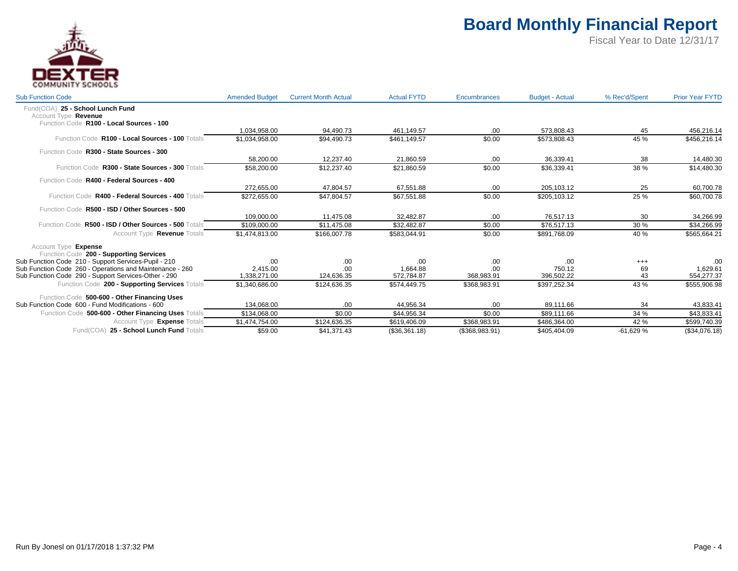# Board Monthly Financial Report

Fiscal Year to Date 12/31/17

| Sub Function Code | Amended Budget | Current Month Actual | Actual FYTD | Encumbrances | Budget - Actual | % Rec'd/Spent | Prior Year FYTD |
|---|---|---|---|---|---|---|---|
| Fund(COA) **25 - School Lunch Fund** | | | | | | | |
| Account Type **Revenue** | | | | | | | |
| Function Code **R100 - Local Sources - 100** | | | | | | | |
| | 1,034,958.00 | 94,490.73 | 461,149.57 | .00 | 573,808.43 | 45 | 456,216.14 |
| Function Code **R100 - Local Sources - 100** Totals | $1,034,958.00 | $94,490.73 | $461,149.57 | $0.00 | $573,808.43 | 45 % | $456,216.14 |
| Function Code **R300 - State Sources - 300** | | | | | | | |
| | 58,200.00 | 12,237.40 | 21,860.59 | .00 | 36,339.41 | 38 | 14,480.30 |
| Function Code **R300 - State Sources - 300** Totals | $58,200.00 | $12,237.40 | $21,860.59 | $0.00 | $36,339.41 | 38 % | $14,480.30 |
| Function Code **R400 - Federal Sources - 400** | | | | | | | |
| | 272,655.00 | 47,804.57 | 67,551.88 | .00 | 205,103.12 | 25 | 60,700.78 |
| Function Code **R400 - Federal Sources - 400** Totals | $272,655.00 | $47,804.57 | $67,551.88 | $0.00 | $205,103.12 | 25 % | $60,700.78 |
| Function Code **R500 - ISD / Other Sources - 500** | | | | | | | |
| | 109,000.00 | 11,475.08 | 32,482.87 | .00 | 76,517.13 | 30 | 34,266.99 |
| Function Code **R500 - ISD / Other Sources - 500** Totals | $109,000.00 | $11,475.08 | $32,482.87 | $0.00 | $76,517.13 | 30 % | $34,266.99 |
| Account Type **Revenue** Totals | $1,474,813.00 | $166,007.78 | $583,044.91 | $0.00 | $891,768.09 | 40 % | $565,664.21 |
| Account Type **Expense** | | | | | | | |
| Function Code **200 - Supporting Services** | | | | | | | |
| Sub Function Code 210 - Support Services-Pupil - 210 | .00 | .00 | .00 | .00 | .00 | +++ | .00 |
| Sub Function Code 260 - Operations and Maintenance - 260 | 2,415.00 | .00 | 1,664.88 | .00 | 750.12 | 69 | 1,629.61 |
| Sub Function Code 290 - Support Services-Other - 290 | 1,338,271.00 | 124,636.35 | 572,784.87 | 368,983.91 | 396,502.22 | 43 | 554,277.37 |
| Function Code **200 - Supporting Services** Totals | $1,340,686.00 | $124,636.35 | $574,449.75 | $368,983.91 | $397,252.34 | 43 % | $555,906.98 |
| Function Code **500-600 - Other Financing Uses** | | | | | | | |
| Sub Function Code 600 - Fund Modifications - 600 | 134,068.00 | .00 | 44,956.34 | .00 | 89,111.66 | 34 | 43,833.41 |
| Function Code **500-600 - Other Financing Uses** Totals | $134,068.00 | $0.00 | $44,956.34 | $0.00 | $89,111.66 | 34 % | $43,833.41 |
| Account Type **Expense** Totals | $1,474,754.00 | $124,636.35 | $619,406.09 | $368,983.91 | $486,364.00 | 42 % | $599,740.39 |
| Fund(COA) **25 - School Lunch Fund** Totals | $59.00 | $41,371.43 | ($36,361.18) | ($368,983.91) | $405,404.09 | -61,629 % | ($34,076.18) |

Run By Jonesl on 01/17/2018 1:37:32 PM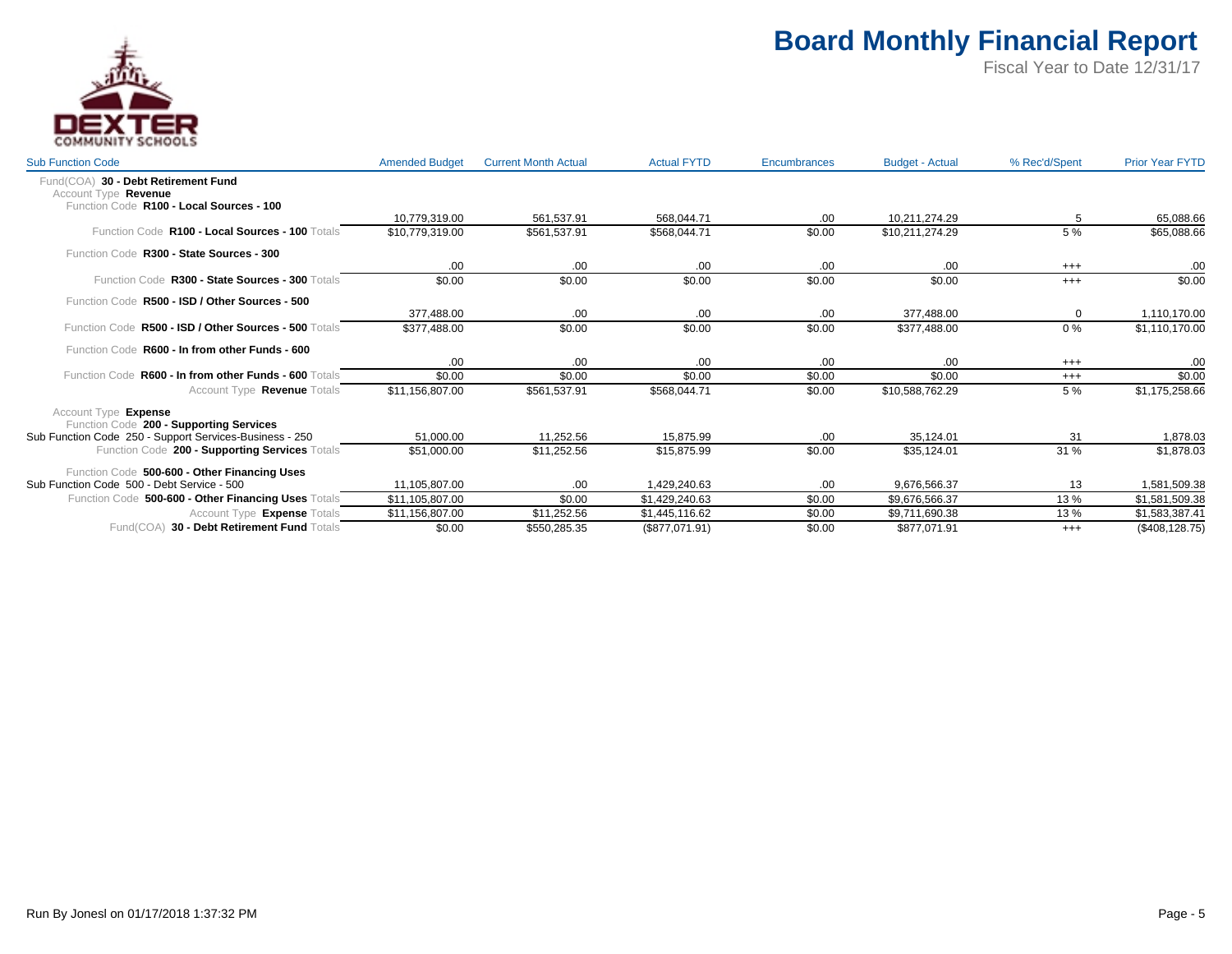# Board Monthly Financial Report

Fiscal Year to Date 12/31/17

DEXTER COMMUNITY SCHOOLS

| Sub Function Code | Amended Budget | Current Month Actual | Actual FYTD | Encumbrances | Budget - Actual | % Rec'd/Spent | Prior Year FYTD |
|---|---|---|---|---|---|---|---|
| Fund(COA) **30 - Debt Retirement Fund** | | | | | | | |
| Account Type **Revenue** | | | | | | | |
| Function Code **R100 - Local Sources - 100** | | | | | | | |
| | 10,779,319.00 | 561,537.91 | 568,044.71 | .00 | 10,211,274.29 | 5 | 65,088.66 |
| Function Code **R100 - Local Sources - 100** Totals | $10,779,319.00 | $561,537.91 | $568,044.71 | $0.00 | $10,211,274.29 | 5 % | $65,088.66 |
| Function Code **R300 - State Sources - 300** | | | | | | | |
| | .00 | .00 | .00 | .00 | .00 | +++ | .00 |
| Function Code **R300 - State Sources - 300** Totals | $0.00 | $0.00 | $0.00 | $0.00 | $0.00 | +++ | $0.00 |
| Function Code **R500 - ISD / Other Sources - 500** | | | | | | | |
| | 377,488.00 | .00 | .00 | .00 | 377,488.00 | 0 | 1,110,170.00 |
| Function Code **R500 - ISD / Other Sources - 500** Totals | $377,488.00 | $0.00 | $0.00 | $0.00 | $377,488.00 | 0 % | $1,110,170.00 |
| Function Code **R600 - In from other Funds - 600** | | | | | | | |
| | .00 | .00 | .00 | .00 | .00 | +++ | .00 |
| Function Code **R600 - In from other Funds - 600** Totals | $0.00 | $0.00 | $0.00 | $0.00 | $0.00 | +++ | $0.00 |
| Account Type **Revenue** Totals | $11,156,807.00 | $561,537.91 | $568,044.71 | $0.00 | $10,588,762.29 | 5 % | $1,175,258.66 |
| Account Type **Expense** | | | | | | | |
| Function Code **200 - Supporting Services** | | | | | | | |
| Sub Function Code 250 - Support Services-Business - 250 | 51,000.00 | 11,252.56 | 15,875.99 | .00 | 35,124.01 | 31 | 1,878.03 |
| Function Code **200 - Supporting Services** Totals | $51,000.00 | $11,252.56 | $15,875.99 | $0.00 | $35,124.01 | 31 % | $1,878.03 |
| Function Code **500-600 - Other Financing Uses** | | | | | | | |
| Sub Function Code 500 - Debt Service - 500 | 11,105,807.00 | .00 | 1,429,240.63 | .00 | 9,676,566.37 | 13 | 1,581,509.38 |
| Function Code **500-600 - Other Financing Uses** Totals | $11,105,807.00 | $0.00 | $1,429,240.63 | $0.00 | $9,676,566.37 | 13 % | $1,581,509.38 |
| Account Type **Expense** Totals | $11,156,807.00 | $11,252.56 | $1,445,116.62 | $0.00 | $9,711,690.38 | 13 % | $1,583,387.41 |
| Fund(COA) **30 - Debt Retirement Fund** Totals | $0.00 | $550,285.35 | ($877,071.91) | $0.00 | $877,071.91 | +++ | ($408,128.75) |

Run By Jonesl on 01/17/2018 1:37:32 PM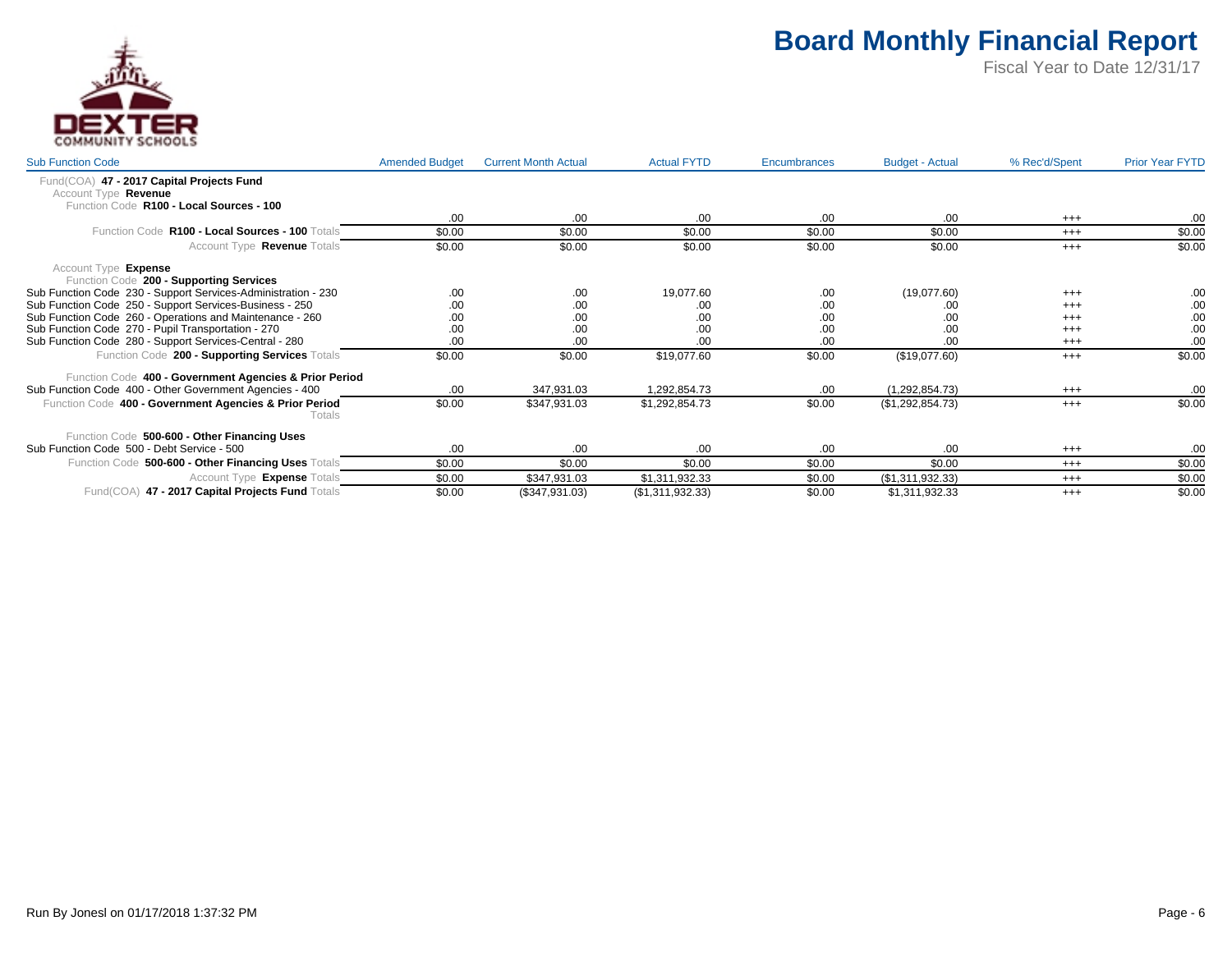# Board Monthly Financial Report

Fiscal Year to Date 12/31/17

DEXTER COMMUNITY SCHOOLS

| Sub Function Code | Amended Budget | Current Month Actual | Actual FYTD | Encumbrances | Budget - Actual | % Rec'd/Spent | Prior Year FYTD |
|---|---|---|---|---|---|---|---|
| Fund(COA) **47 - 2017 Capital Projects Fund** | | | | | | | |
| Account Type **Revenue** | | | | | | | |
| Function Code **R100 - Local Sources - 100** | | | | | | | |
| | .00 | .00 | .00 | .00 | .00 | +++ | .00 |
| Function Code **R100 - Local Sources - 100** Totals | $0.00 | $0.00 | $0.00 | $0.00 | $0.00 | +++ | $0.00 |
| Account Type **Revenue** Totals | $0.00 | $0.00 | $0.00 | $0.00 | $0.00 | +++ | $0.00 |
| Account Type **Expense** | | | | | | | |
| Function Code **200 - Supporting Services** | | | | | | | |
| Sub Function Code 230 - Support Services-Administration - 230 | .00 | .00 | 19,077.60 | .00 | (19,077.60) | +++ | .00 |
| Sub Function Code 250 - Support Services-Business - 250 | .00 | .00 | .00 | .00 | .00 | +++ | .00 |
| Sub Function Code 260 - Operations and Maintenance - 260 | .00 | .00 | .00 | .00 | .00 | +++ | .00 |
| Sub Function Code 270 - Pupil Transportation - 270 | .00 | .00 | .00 | .00 | .00 | +++ | .00 |
| Sub Function Code 280 - Support Services-Central - 280 | .00 | .00 | .00 | .00 | .00 | +++ | .00 |
| Function Code **200 - Supporting Services** Totals | $0.00 | $0.00 | $19,077.60 | $0.00 | ($19,077.60) | +++ | $0.00 |
| Function Code **400 - Government Agencies & Prior Period** | | | | | | | |
| Sub Function Code 400 - Other Government Agencies - 400 | .00 | 347,931.03 | 1,292,854.73 | .00 | (1,292,854.73) | +++ | .00 |
| Function Code **400 - Government Agencies & Prior Period** Totals | $0.00 | $347,931.03 | $1,292,854.73 | $0.00 | ($1,292,854.73) | +++ | $0.00 |
| Function Code **500-600 - Other Financing Uses** | | | | | | | |
| Sub Function Code 500 - Debt Service - 500 | .00 | .00 | .00 | .00 | .00 | +++ | .00 |
| Function Code **500-600 - Other Financing Uses** Totals | $0.00 | $0.00 | $0.00 | $0.00 | $0.00 | +++ | $0.00 |
| Account Type **Expense** Totals | $0.00 | $347,931.03 | $1,311,932.33 | $0.00 | ($1,311,932.33) | +++ | $0.00 |
| Fund(COA) **47 - 2017 Capital Projects Fund** Totals | $0.00 | ($347,931.03) | ($1,311,932.33) | $0.00 | $1,311,932.33 | +++ | $0.00 |

Run By Jonesl on 01/17/2018 1:37:32 PM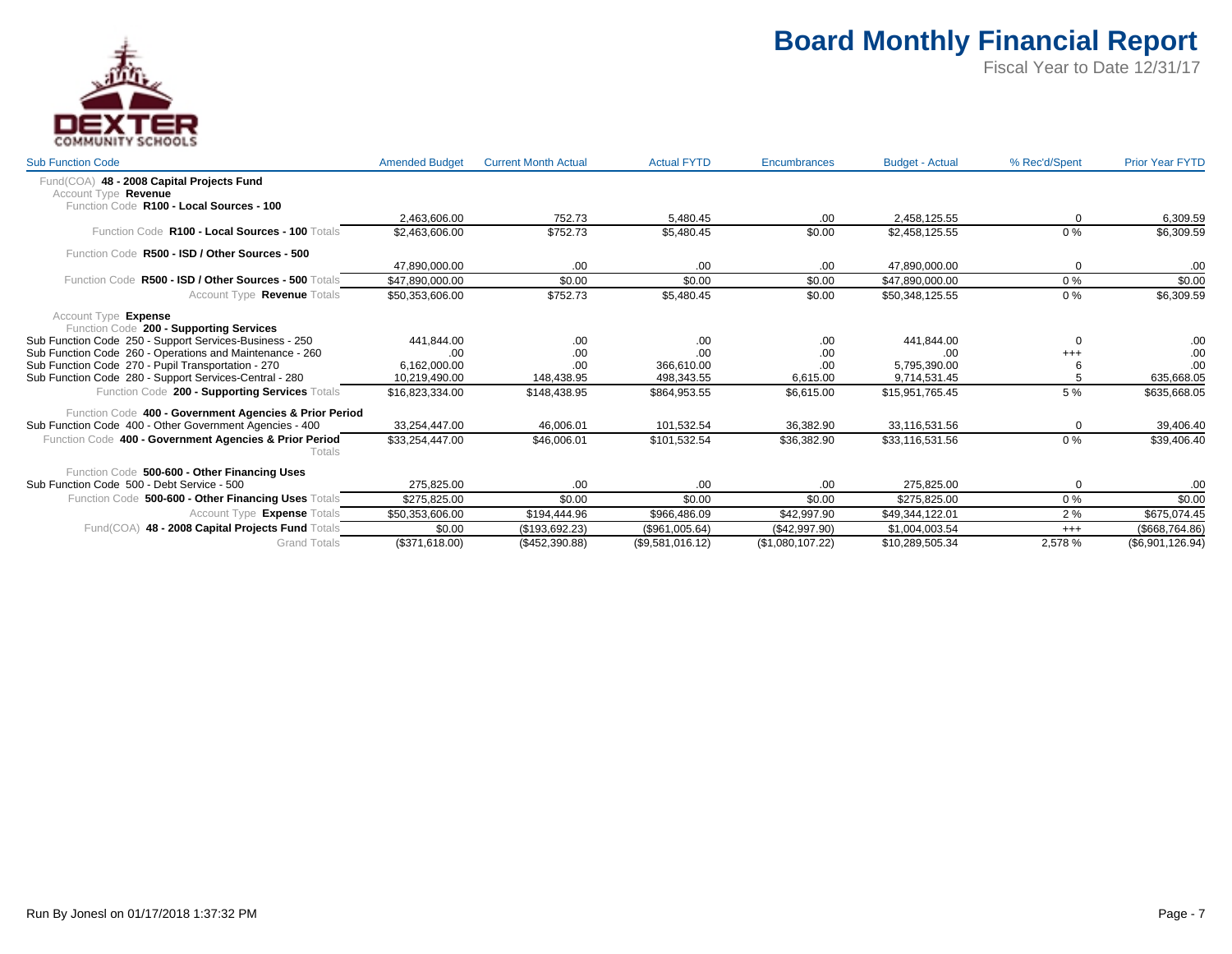# Board Monthly Financial Report

Fiscal Year to Date 12/31/17

DEXTER COMMUNITY SCHOOLS

| Sub Function Code | Amended Budget | Current Month Actual | Actual FYTD | Encumbrances | Budget - Actual | % Rec'd/Spent | Prior Year FYTD |
|---|---|---|---|---|---|---|---|
| Fund(COA) **48 - 2008 Capital Projects Fund** | | | | | | | |
| Account Type **Revenue** | | | | | | | |
| Function Code **R100 - Local Sources - 100** | | | | | | | |
| | 2,463,606.00 | 752.73 | 5,480.45 | .00 | 2,458,125.55 | 0 | 6,309.59 |
| Function Code **R100 - Local Sources - 100** Totals | $2,463,606.00 | $752.73 | $5,480.45 | $0.00 | $2,458,125.55 | 0 % | $6,309.59 |
| Function Code **R500 - ISD / Other Sources - 500** | | | | | | | |
| | 47,890,000.00 | .00 | .00 | .00 | 47,890,000.00 | 0 | .00 |
| Function Code **R500 - ISD / Other Sources - 500** Totals | $47,890,000.00 | $0.00 | $0.00 | $0.00 | $47,890,000.00 | 0 % | $0.00 |
| Account Type **Revenue** Totals | $50,353,606.00 | $752.73 | $5,480.45 | $0.00 | $50,348,125.55 | 0 % | $6,309.59 |
| Account Type **Expense** | | | | | | | |
| Function Code **200 - Supporting Services** | | | | | | | |
| Sub Function Code 250 - Support Services-Business - 250 | 441,844.00 | .00 | .00 | .00 | 441,844.00 | 0 | .00 |
| Sub Function Code 260 - Operations and Maintenance - 260 | .00 | .00 | .00 | .00 | .00 | +++ | .00 |
| Sub Function Code 270 - Pupil Transportation - 270 | 6,162,000.00 | .00 | 366,610.00 | .00 | 5,795,390.00 | 6 | .00 |
| Sub Function Code 280 - Support Services-Central - 280 | 10,219,490.00 | 148,438.95 | 498,343.55 | 6,615.00 | 9,714,531.45 | 5 | 635,668.05 |
| Function Code **200 - Supporting Services** Totals | $16,823,334.00 | $148,438.95 | $864,953.55 | $6,615.00 | $15,951,765.45 | 5 % | $635,668.05 |
| Function Code **400 - Government Agencies & Prior Period** | | | | | | | |
| Sub Function Code 400 - Other Government Agencies - 400 | 33,254,447.00 | 46,006.01 | 101,532.54 | 36,382.90 | 33,116,531.56 | 0 | 39,406.40 |
| Function Code **400 - Government Agencies & Prior Period** Totals | $33,254,447.00 | $46,006.01 | $101,532.54 | $36,382.90 | $33,116,531.56 | 0 % | $39,406.40 |
| Function Code **500-600 - Other Financing Uses** | | | | | | | |
| Sub Function Code 500 - Debt Service - 500 | 275,825.00 | .00 | .00 | .00 | 275,825.00 | 0 | .00 |
| Function Code **500-600 - Other Financing Uses** Totals | $275,825.00 | $0.00 | $0.00 | $0.00 | $275,825.00 | 0 % | $0.00 |
| Account Type **Expense** Totals | $50,353,606.00 | $194,444.96 | $966,486.09 | $42,997.90 | $49,344,122.01 | 2 % | $675,074.45 |
| Fund(COA) **48 - 2008 Capital Projects Fund** Totals | $0.00 | ($193,692.23) | ($961,005.64) | ($42,997.90) | $1,004,003.54 | +++ | ($668,764.86) |
| Grand Totals | ($371,618.00) | ($452,390.88) | ($9,581,016.12) | ($1,080,107.22) | $10,289,505.34 | 2,578 % | ($6,901,126.94) |

Run By Jonesl on 01/17/2018 1:37:32 PM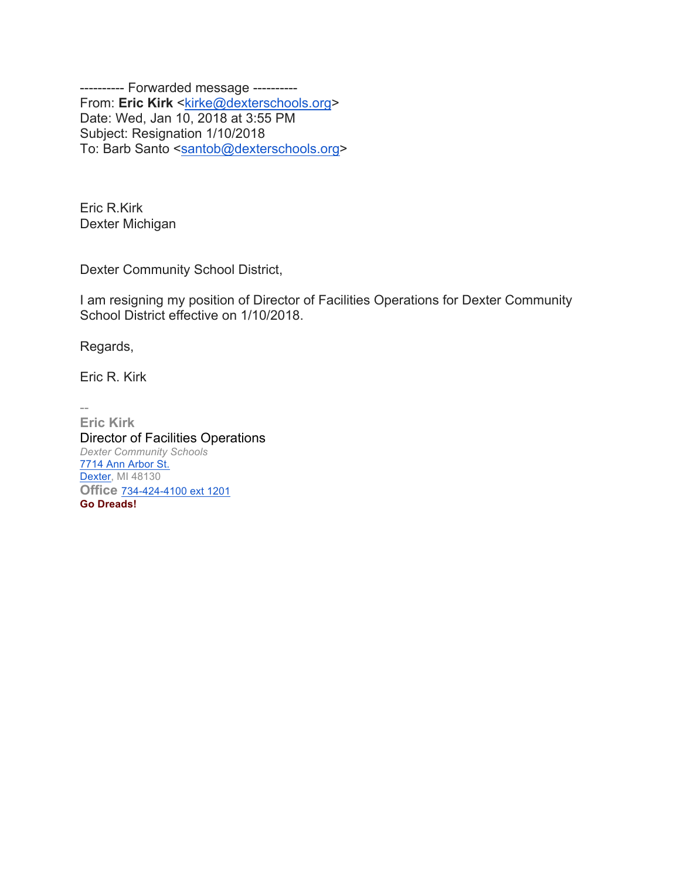---------- Forwarded message ----------
From: **Eric Kirk** <kirke@dexterschools.org>
Date: Wed, Jan 10, 2018 at 3:55 PM
Subject: Resignation 1/10/2018
To: Barb Santo <santob@dexterschools.org>

Eric R.Kirk
Dexter Michigan

Dexter Community School District,

I am resigning my position of Director of Facilities Operations for Dexter Community School District effective on 1/10/2018.

Regards,

Eric R. Kirk

--
**Eric Kirk**
Director of Facilities Operations
*Dexter Community Schools*
7714 Ann Arbor St.
Dexter, MI 48130
**Office** 734-424-4100 ext 1201
**Go Dreads!**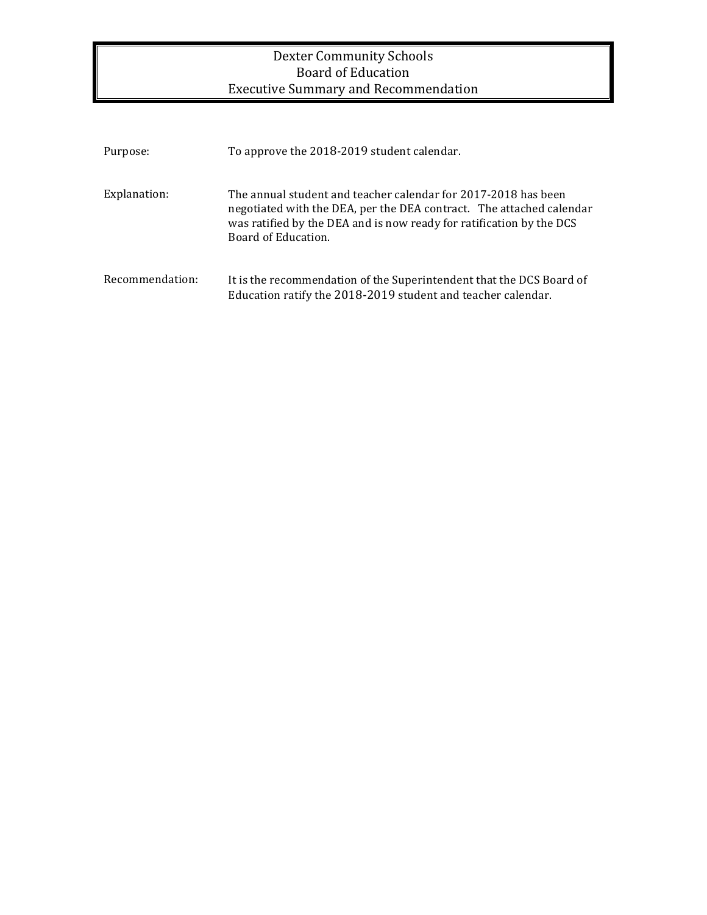# Dexter Community Schools
## Board of Education
## Executive Summary and Recommendation

| | |
|---|---|
| Purpose: | To approve the 2018-2019 student calendar. |
| Explanation: | The annual student and teacher calendar for 2017-2018 has been negotiated with the DEA, per the DEA contract. The attached calendar was ratified by the DEA and is now ready for ratification by the DCS Board of Education. |
| Recommendation: | It is the recommendation of the Superintendent that the DCS Board of Education ratify the 2018-2019 student and teacher calendar. |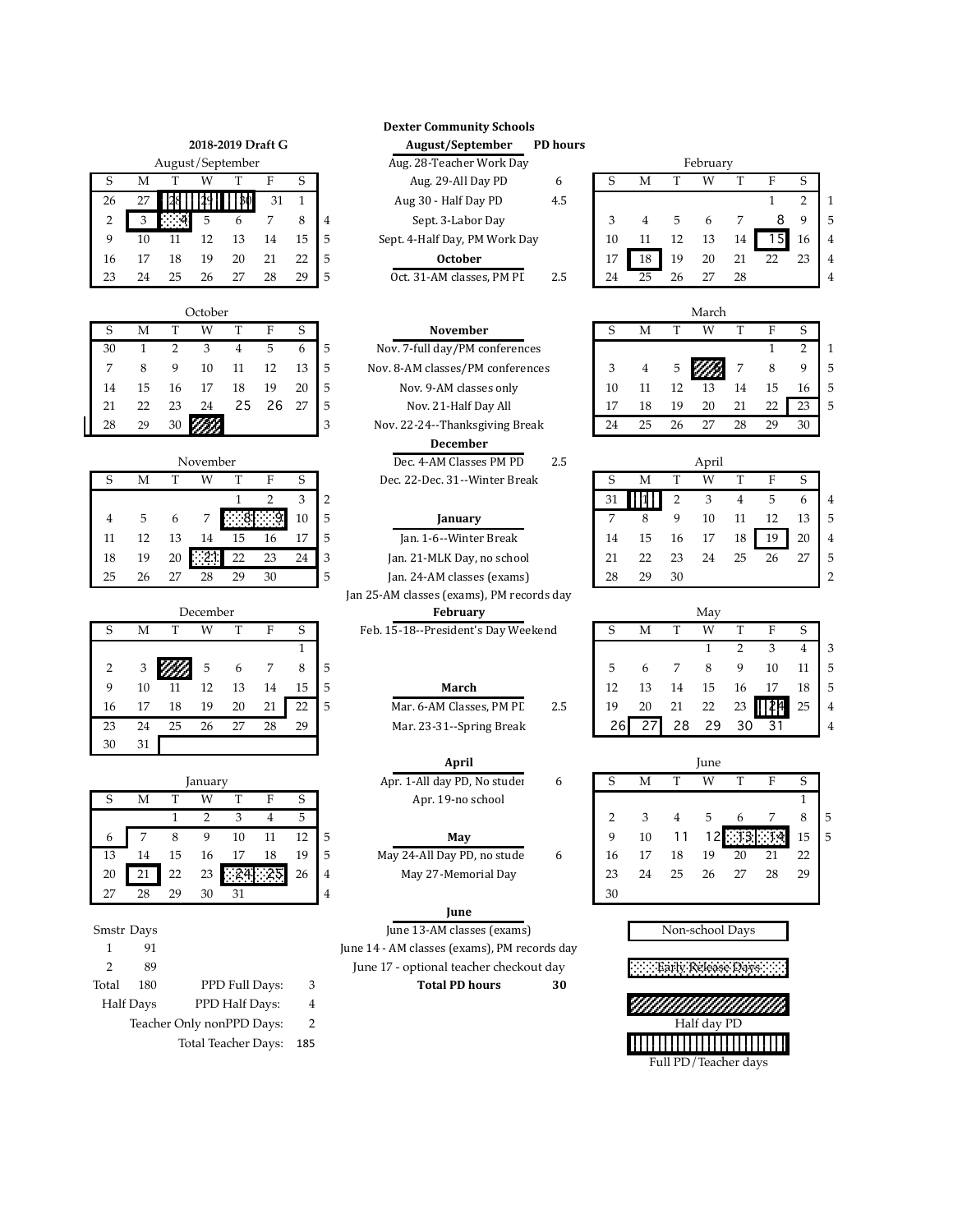# Dexter Community Schools

## 2018-2019 Draft G

### August/September

| S | M | T | W | T | F | S | |
|---|---|---|---|---|---|---|---|
| 26 | 27 | 28 | 29 | 30 | 31 | 1 | |
| 2 | 3 | 4 | 5 | 6 | 7 | 8 | 4 |
| 9 | 10 | 11 | 12 | 13 | 14 | 15 | 5 |
| 16 | 17 | 18 | 19 | 20 | 21 | 22 | 5 |
| 23 | 24 | 25 | 26 | 27 | 28 | 29 | 5 |

### October

| S | M | T | W | T | F | S | |
|---|---|---|---|---|---|---|---|
| 30 | 1 | 2 | 3 | 4 | 5 | 6 | 5 |
| 7 | 8 | 9 | 10 | 11 | 12 | 13 | 5 |
| 14 | 15 | 16 | 17 | 18 | 19 | 20 | 5 |
| 21 | 22 | 23 | 24 | 25 | 26 | 27 | 5 |
| 28 | 29 | 30 | 31 | | | | 3 |

### November

| S | M | T | W | T | F | S | |
|---|---|---|---|---|---|---|---|
| | | | | 1 | 2 | 3 | 2 |
| 4 | 5 | 6 | 7 | 8 | 9 | 10 | 5 |
| 11 | 12 | 13 | 14 | 15 | 16 | 17 | 5 |
| 18 | 19 | 20 | 21 | 22 | 23 | 24 | 3 |
| 25 | 26 | 27 | 28 | 29 | 30 | | 5 |

### December

| S | M | T | W | T | F | S | |
|---|---|---|---|---|---|---|---|
| | | | | | | 1 | |
| 2 | 3 | 4 | 5 | 6 | 7 | 8 | 5 |
| 9 | 10 | 11 | 12 | 13 | 14 | 15 | 5 |
| 16 | 17 | 18 | 19 | 20 | 21 | 22 | 5 |
| 23 | 24 | 25 | 26 | 27 | 28 | 29 | |
| 30 | 31 | | | | | | |

### January

| S | M | T | W | T | F | S | |
|---|---|---|---|---|---|---|---|
| | | 1 | 2 | 3 | 4 | 5 | |
| 6 | 7 | 8 | 9 | 10 | 11 | 12 | 5 |
| 13 | 14 | 15 | 16 | 17 | 18 | 19 | 5 |
| 20 | 21 | 22 | 23 | 24 | 25 | 26 | 4 |
| 27 | 28 | 29 | 30 | 31 | | | 4 |

| Smstr | Days |
|---|---|
| 1 | 91 |
| 2 | 89 |
| Total | 180 |

Half Days

| | |
|---|---|
| PPD Full Days: | 3 |
| PPD Half Days: | 4 |
| Teacher Only nonPPD Days: | 2 |
| Total Teacher Days: | 185 |

### Events

| August/September | PD hours |
|---|---|
| Aug. 28-Teacher Work Day | |
| Aug. 29-All Day PD | 6 |
| Aug 30 - Half Day PD | 4.5 |
| Sept. 3-Labor Day | |
| Sept. 4-Half Day, PM Work Day | |
| **October** | |
| Oct. 31-AM classes, PM PD | 2.5 |
| **November** | |
| Nov. 7-full day/PM conferences | |
| Nov. 8-AM classes/PM conferences | |
| Nov. 9-AM classes only | |
| Nov. 21-Half Day All | |
| Nov. 22-24--Thanksgiving Break | |
| **December** | |
| Dec. 4-AM Classes PM PD | 2.5 |
| Dec. 22-Dec. 31--Winter Break | |
| **January** | |
| Jan. 1-6--Winter Break | |
| Jan. 21-MLK Day, no school | |
| Jan. 24-AM classes (exams) | |
| Jan 25-AM classes (exams), PM records day | |
| **February** | |
| Feb. 15-18--President's Day Weekend | |
| **March** | |
| Mar. 6-AM Classes, PM PD | 2.5 |
| Mar. 23-31--Spring Break | |
| **April** | |
| Apr. 1-All day PD, No student | 6 |
| Apr. 19-no school | |
| **May** | |
| May 24-All Day PD, no student | 6 |
| May 27-Memorial Day | |
| **June** | |
| June 13-AM classes (exams) | |
| June 14 - AM classes (exams), PM records day | |
| June 17 - optional teacher checkout day | |
| **Total PD hours** | **30** |

### February

| S | M | T | W | T | F | S | |
|---|---|---|---|---|---|---|---|
| | | | | | 1 | 2 | 1 |
| 3 | 4 | 5 | 6 | 7 | 8 | 9 | 5 |
| 10 | 11 | 12 | 13 | 14 | 15 | 16 | 4 |
| 17 | 18 | 19 | 20 | 21 | 22 | 23 | 4 |
| 24 | 25 | 26 | 27 | 28 | | | 4 |

### March

| S | M | T | W | T | F | S | |
|---|---|---|---|---|---|---|---|
| | | | | | 1 | 2 | 1 |
| 3 | 4 | 5 | 6 | 7 | 8 | 9 | 5 |
| 10 | 11 | 12 | 13 | 14 | 15 | 16 | 5 |
| 17 | 18 | 19 | 20 | 21 | 22 | 23 | 5 |
| 24 | 25 | 26 | 27 | 28 | 29 | 30 | |

### April

| S | M | T | W | T | F | S | |
|---|---|---|---|---|---|---|---|
| 31 | 1 | 2 | 3 | 4 | 5 | 6 | 4 |
| 7 | 8 | 9 | 10 | 11 | 12 | 13 | 5 |
| 14 | 15 | 16 | 17 | 18 | 19 | 20 | 4 |
| 21 | 22 | 23 | 24 | 25 | 26 | 27 | 5 |
| 28 | 29 | 30 | | | | | 2 |

### May

| S | M | T | W | T | F | S | |
|---|---|---|---|---|---|---|---|
| | | | 1 | 2 | 3 | 4 | 3 |
| 5 | 6 | 7 | 8 | 9 | 10 | 11 | 5 |
| 12 | 13 | 14 | 15 | 16 | 17 | 18 | 5 |
| 19 | 20 | 21 | 22 | 23 | 24 | 25 | 4 |
| 26 | 27 | 28 | 29 | 30 | 31 | | 4 |

### June

| S | M | T | W | T | F | S | |
|---|---|---|---|---|---|---|---|
| | | | | | | 1 | |
| 2 | 3 | 4 | 5 | 6 | 7 | 8 | 5 |
| 9 | 10 | 11 | 12 | 13 | 14 | 15 | 5 |
| 16 | 17 | 18 | 19 | 20 | 21 | 22 | |
| 23 | 24 | 25 | 26 | 27 | 28 | 29 | |
| 30 | | | | | | | |

### Legend

- Non-school Days
- Early Release Days
- Half day PD
- Full PD/Teacher days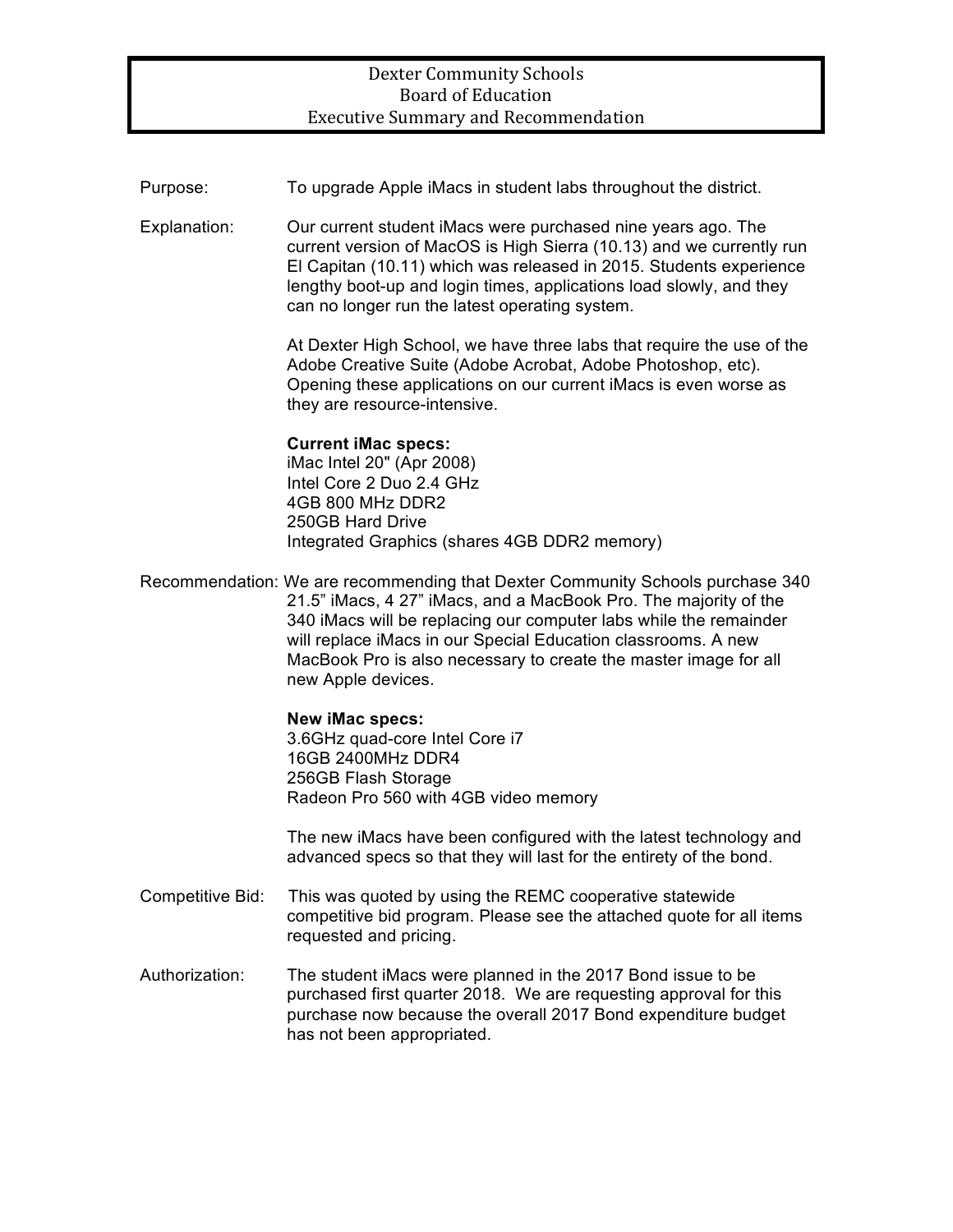# Dexter Community Schools
## Board of Education
## Executive Summary and Recommendation

**Purpose:** To upgrade Apple iMacs in student labs throughout the district.

**Explanation:** Our current student iMacs were purchased nine years ago. The current version of MacOS is High Sierra (10.13) and we currently run El Capitan (10.11) which was released in 2015. Students experience lengthy boot-up and login times, applications load slowly, and they can no longer run the latest operating system.

At Dexter High School, we have three labs that require the use of the Adobe Creative Suite (Adobe Acrobat, Adobe Photoshop, etc). Opening these applications on our current iMacs is even worse as they are resource-intensive.

**Current iMac specs:**
iMac Intel 20" (Apr 2008)
Intel Core 2 Duo 2.4 GHz
4GB 800 MHz DDR2
250GB Hard Drive
Integrated Graphics (shares 4GB DDR2 memory)

**Recommendation:** We are recommending that Dexter Community Schools purchase 340 21.5" iMacs, 4 27" iMacs, and a MacBook Pro. The majority of the 340 iMacs will be replacing our computer labs while the remainder will replace iMacs in our Special Education classrooms. A new MacBook Pro is also necessary to create the master image for all new Apple devices.

**New iMac specs:**
3.6GHz quad-core Intel Core i7
16GB 2400MHz DDR4
256GB Flash Storage
Radeon Pro 560 with 4GB video memory

The new iMacs have been configured with the latest technology and advanced specs so that they will last for the entirety of the bond.

**Competitive Bid:** This was quoted by using the REMC cooperative statewide competitive bid program. Please see the attached quote for all items requested and pricing.

**Authorization:** The student iMacs were planned in the 2017 Bond issue to be purchased first quarter 2018. We are requesting approval for this purchase now because the overall 2017 Bond expenditure budget has not been appropriated.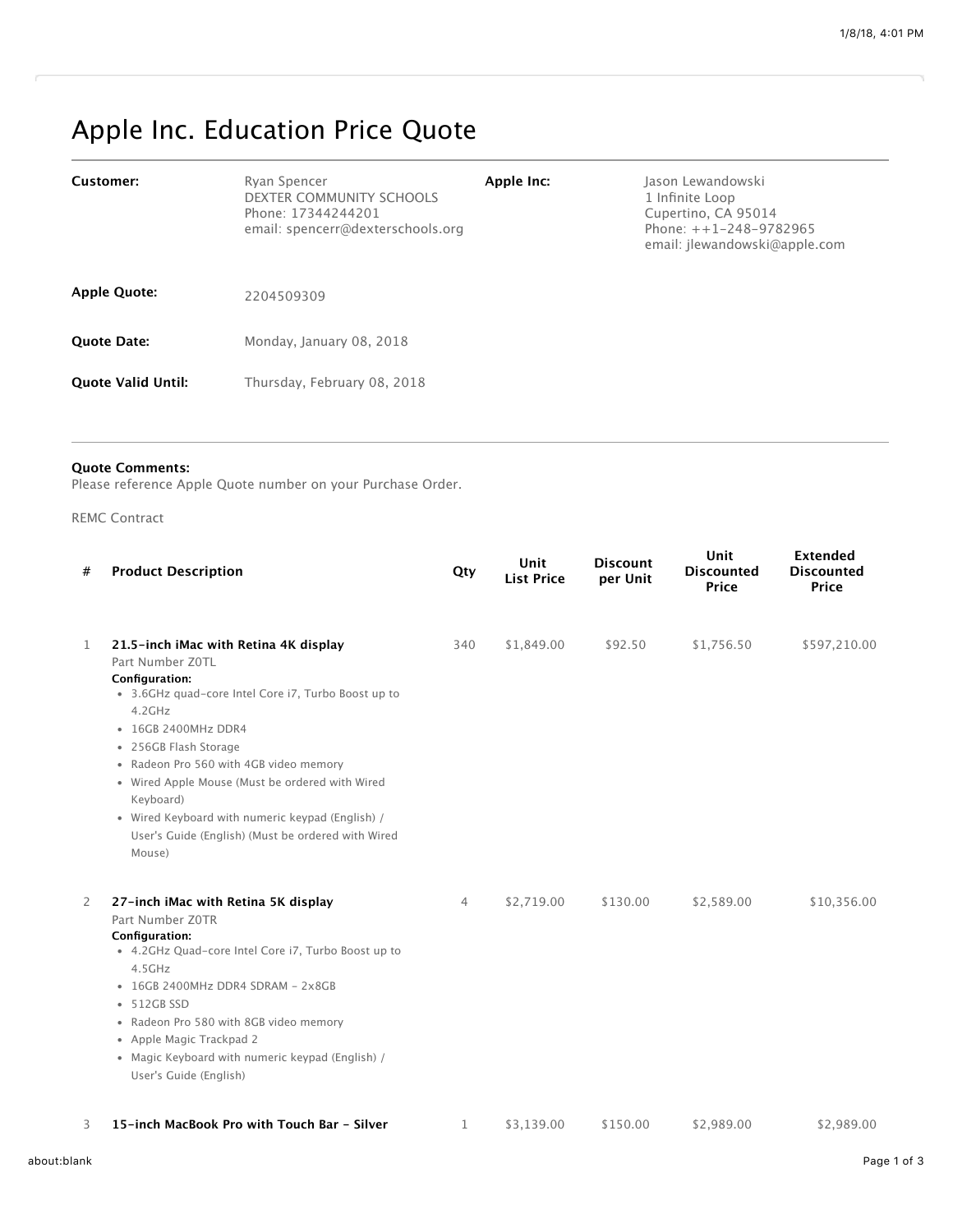# Apple Inc. Education Price Quote

**Customer:** Ryan Spencer
DEXTER COMMUNITY SCHOOLS
Phone: 17344244201
email: spencerr@dexterschools.org

**Apple Inc:** Jason Lewandowski
1 Infinite Loop
Cupertino, CA 95014
Phone: ++1-248-9782965
email: jlewandowski@apple.com

**Apple Quote:** 2204509309

**Quote Date:** Monday, January 08, 2018

**Quote Valid Until:** Thursday, February 08, 2018

**Quote Comments:**
Please reference Apple Quote number on your Purchase Order.

REMC Contract

| # | Product Description | Qty | Unit List Price | Discount per Unit | Unit Discounted Price | Extended Discounted Price |
|---|---|---|---|---|---|---|
| 1 | **21.5-inch iMac with Retina 4K display**<br>Part Number Z0TL<br>**Configuration:**<br>• 3.6GHz quad-core Intel Core i7, Turbo Boost up to 4.2GHz<br>• 16GB 2400MHz DDR4<br>• 256GB Flash Storage<br>• Radeon Pro 560 with 4GB video memory<br>• Wired Apple Mouse (Must be ordered with Wired Keyboard)<br>• Wired Keyboard with numeric keypad (English) / User's Guide (English) (Must be ordered with Wired Mouse) | 340 | $1,849.00 | $92.50 | $1,756.50 | $597,210.00 |
| 2 | **27-inch iMac with Retina 5K display**<br>Part Number Z0TR<br>**Configuration:**<br>• 4.2GHz Quad-core Intel Core i7, Turbo Boost up to 4.5GHz<br>• 16GB 2400MHz DDR4 SDRAM - 2x8GB<br>• 512GB SSD<br>• Radeon Pro 580 with 8GB video memory<br>• Apple Magic Trackpad 2<br>• Magic Keyboard with numeric keypad (English) / User's Guide (English) | 4 | $2,719.00 | $130.00 | $2,589.00 | $10,356.00 |
| 3 | **15-inch MacBook Pro with Touch Bar - Silver** | 1 | $3,139.00 | $150.00 | $2,989.00 | $2,989.00 |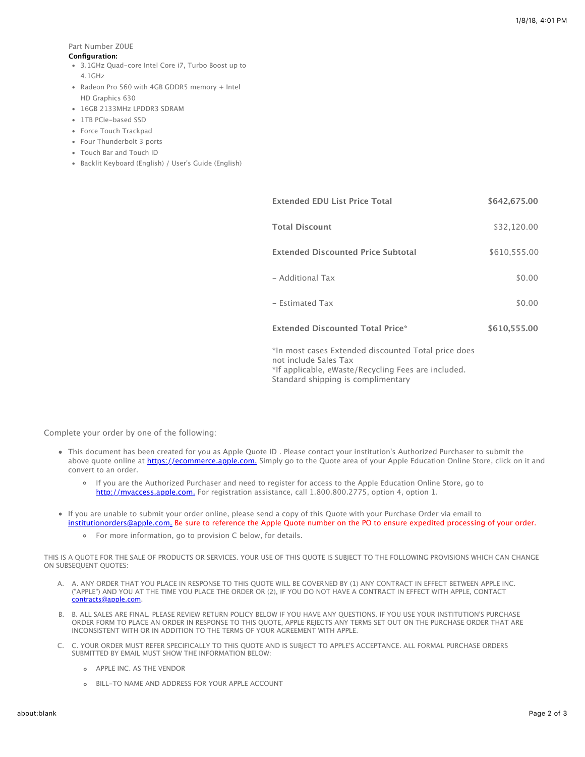Part Number Z0UE

**Configuration:**

- 3.1GHz Quad-core Intel Core i7, Turbo Boost up to 4.1GHz
- Radeon Pro 560 with 4GB GDDR5 memory + Intel HD Graphics 630
- 16GB 2133MHz LPDDR3 SDRAM
- 1TB PCIe-based SSD
- Force Touch Trackpad
- Four Thunderbolt 3 ports
- Touch Bar and Touch ID
- Backlit Keyboard (English) / User's Guide (English)

| | |
|---|---|
| **Extended EDU List Price Total** | **$642,675.00** |
| **Total Discount** | $32,120.00 |
| **Extended Discounted Price Subtotal** | $610,555.00 |
| - Additional Tax | $0.00 |
| - Estimated Tax | $0.00 |
| **Extended Discounted Total Price*** | **$610,555.00** |

*In most cases Extended discounted Total price does not include Sales Tax
*If applicable, eWaste/Recycling Fees are included.
Standard shipping is complimentary

Complete your order by one of the following:

- This document has been created for you as Apple Quote ID . Please contact your institution's Authorized Purchaser to submit the above quote online at https://ecommerce.apple.com. Simply go to the Quote area of your Apple Education Online Store, click on it and convert to an order.
  - If you are the Authorized Purchaser and need to register for access to the Apple Education Online Store, go to http://myaccess.apple.com. For registration assistance, call 1.800.800.2775, option 4, option 1.
- If you are unable to submit your order online, please send a copy of this Quote with your Purchase Order via email to institutionorders@apple.com. Be sure to reference the Apple Quote number on the PO to ensure expedited processing of your order.
  - For more information, go to provision C below, for details.

THIS IS A QUOTE FOR THE SALE OF PRODUCTS OR SERVICES. YOUR USE OF THIS QUOTE IS SUBJECT TO THE FOLLOWING PROVISIONS WHICH CAN CHANGE ON SUBSEQUENT QUOTES:

A. A. ANY ORDER THAT YOU PLACE IN RESPONSE TO THIS QUOTE WILL BE GOVERNED BY (1) ANY CONTRACT IN EFFECT BETWEEN APPLE INC. ("APPLE") AND YOU AT THE TIME YOU PLACE THE ORDER OR (2), IF YOU DO NOT HAVE A CONTRACT IN EFFECT WITH APPLE, CONTACT contracts@apple.com.

B. B. ALL SALES ARE FINAL. PLEASE REVIEW RETURN POLICY BELOW IF YOU HAVE ANY QUESTIONS. IF YOU USE YOUR INSTITUTION'S PURCHASE ORDER FORM TO PLACE AN ORDER IN RESPONSE TO THIS QUOTE, APPLE REJECTS ANY TERMS SET OUT ON THE PURCHASE ORDER THAT ARE INCONSISTENT WITH OR IN ADDITION TO THE TERMS OF YOUR AGREEMENT WITH APPLE.

C. C. YOUR ORDER MUST REFER SPECIFICALLY TO THIS QUOTE AND IS SUBJECT TO APPLE'S ACCEPTANCE. ALL FORMAL PURCHASE ORDERS SUBMITTED BY EMAIL MUST SHOW THE INFORMATION BELOW:

   - APPLE INC. AS THE VENDOR
   - BILL-TO NAME AND ADDRESS FOR YOUR APPLE ACCOUNT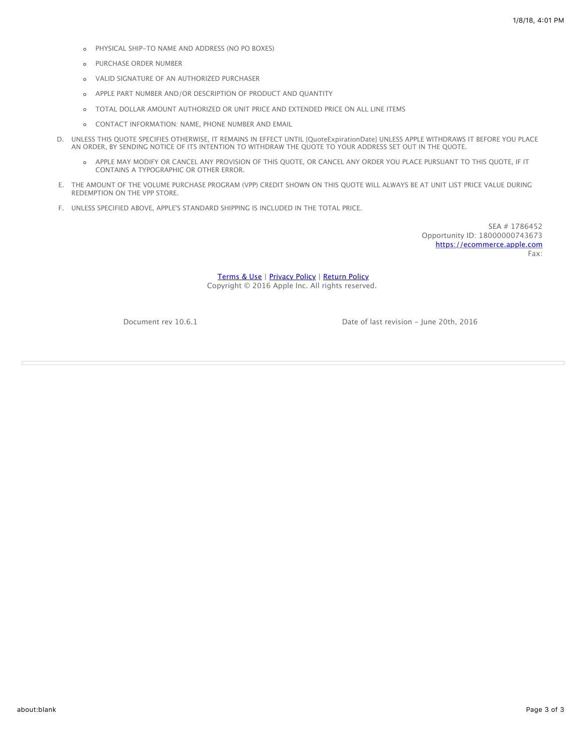- PHYSICAL SHIP-TO NAME AND ADDRESS (NO PO BOXES)
- PURCHASE ORDER NUMBER
- VALID SIGNATURE OF AN AUTHORIZED PURCHASER
- APPLE PART NUMBER AND/OR DESCRIPTION OF PRODUCT AND QUANTITY
- TOTAL DOLLAR AMOUNT AUTHORIZED OR UNIT PRICE AND EXTENDED PRICE ON ALL LINE ITEMS
- CONTACT INFORMATION: NAME, PHONE NUMBER AND EMAIL

D. UNLESS THIS QUOTE SPECIFIES OTHERWISE, IT REMAINS IN EFFECT UNTIL {QuoteExpirationDate} UNLESS APPLE WITHDRAWS IT BEFORE YOU PLACE AN ORDER, BY SENDING NOTICE OF ITS INTENTION TO WITHDRAW THE QUOTE TO YOUR ADDRESS SET OUT IN THE QUOTE.

- APPLE MAY MODIFY OR CANCEL ANY PROVISION OF THIS QUOTE, OR CANCEL ANY ORDER YOU PLACE PURSUANT TO THIS QUOTE, IF IT CONTAINS A TYPOGRAPHIC OR OTHER ERROR.

E. THE AMOUNT OF THE VOLUME PURCHASE PROGRAM (VPP) CREDIT SHOWN ON THIS QUOTE WILL ALWAYS BE AT UNIT LIST PRICE VALUE DURING REDEMPTION ON THE VPP STORE.

F. UNLESS SPECIFIED ABOVE, APPLE'S STANDARD SHIPPING IS INCLUDED IN THE TOTAL PRICE.

SEA # 1786452
Opportunity ID: 18000000743673
https://ecommerce.apple.com
Fax:

Terms & Use | Privacy Policy | Return Policy
Copyright © 2016 Apple Inc. All rights reserved.

Document rev 10.6.1 Date of last revision - June 20th, 2016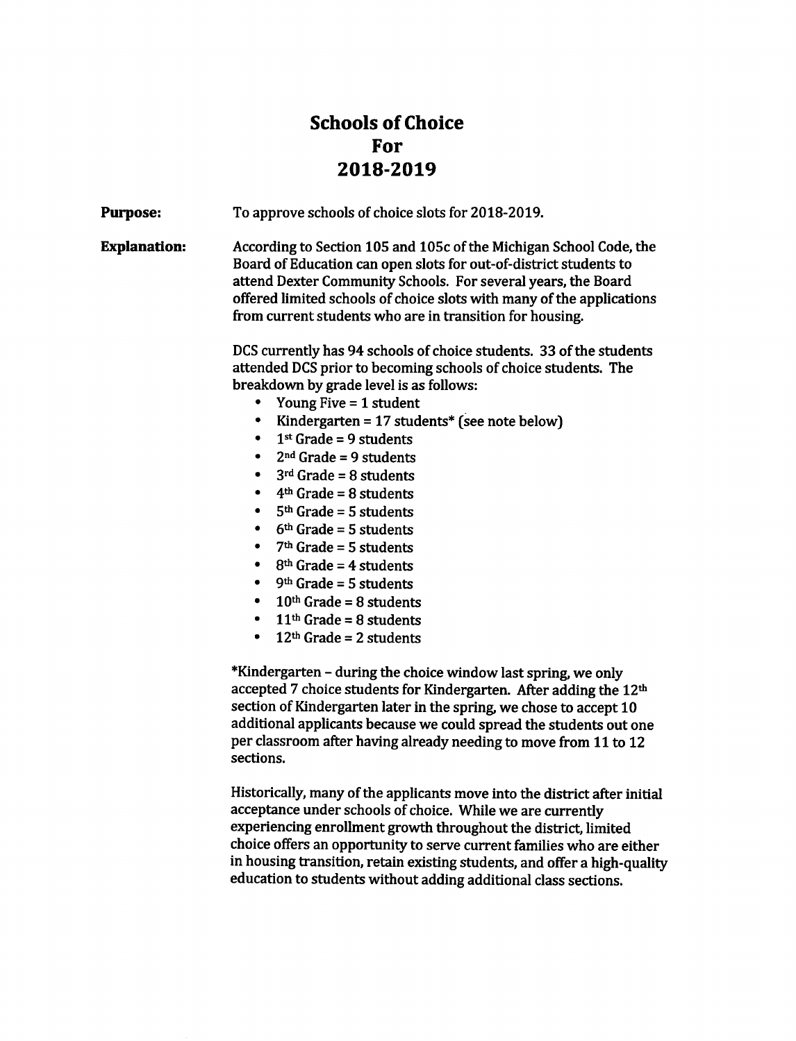# Schools of Choice
# For
# 2018-2019

**Purpose:** To approve schools of choice slots for 2018-2019.

**Explanation:** According to Section 105 and 105c of the Michigan School Code, the Board of Education can open slots for out-of-district students to attend Dexter Community Schools. For several years, the Board offered limited schools of choice slots with many of the applications from current students who are in transition for housing.

DCS currently has 94 schools of choice students. 33 of the students attended DCS prior to becoming schools of choice students. The breakdown by grade level is as follows:

- Young Five = 1 student
- Kindergarten = 17 students* (see note below)
- 1st Grade = 9 students
- 2nd Grade = 9 students
- 3rd Grade = 8 students
- 4th Grade = 8 students
- 5th Grade = 5 students
- 6th Grade = 5 students
- 7th Grade = 5 students
- 8th Grade = 4 students
- 9th Grade = 5 students
- 10th Grade = 8 students
- 11th Grade = 8 students
- 12th Grade = 2 students

*Kindergarten – during the choice window last spring, we only accepted 7 choice students for Kindergarten. After adding the 12th section of Kindergarten later in the spring, we chose to accept 10 additional applicants because we could spread the students out one per classroom after having already needing to move from 11 to 12 sections.

Historically, many of the applicants move into the district after initial acceptance under schools of choice. While we are currently experiencing enrollment growth throughout the district, limited choice offers an opportunity to serve current families who are either in housing transition, retain existing students, and offer a high-quality education to students without adding additional class sections.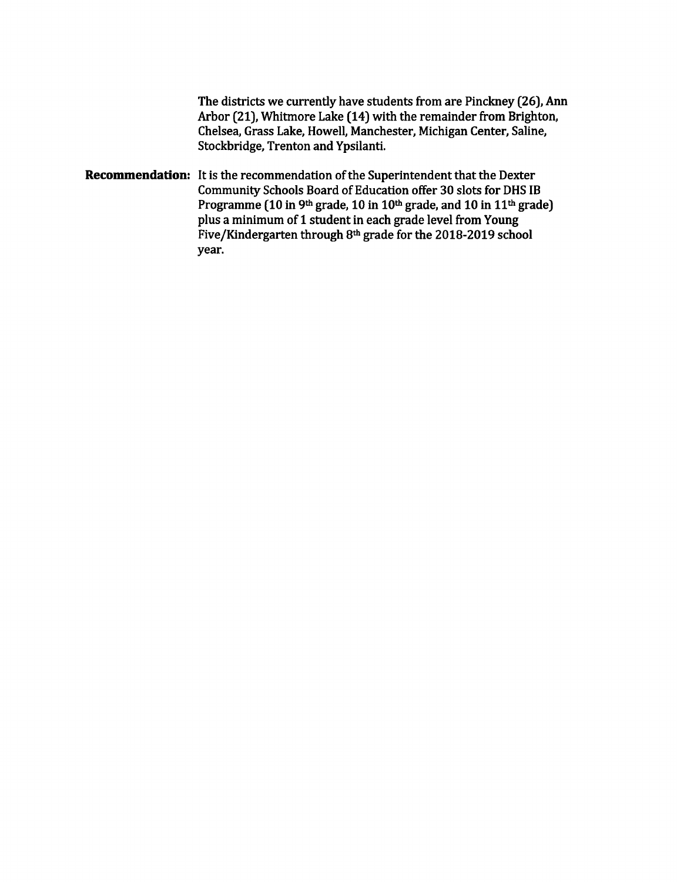The districts we currently have students from are Pinckney (26), Ann Arbor (21), Whitmore Lake (14) with the remainder from Brighton, Chelsea, Grass Lake, Howell, Manchester, Michigan Center, Saline, Stockbridge, Trenton and Ypsilanti.

**Recommendation:** It is the recommendation of the Superintendent that the Dexter Community Schools Board of Education offer 30 slots for DHS IB Programme (10 in 9th grade, 10 in 10th grade, and 10 in 11th grade) plus a minimum of 1 student in each grade level from Young Five/Kindergarten through 8th grade for the 2018-2019 school year.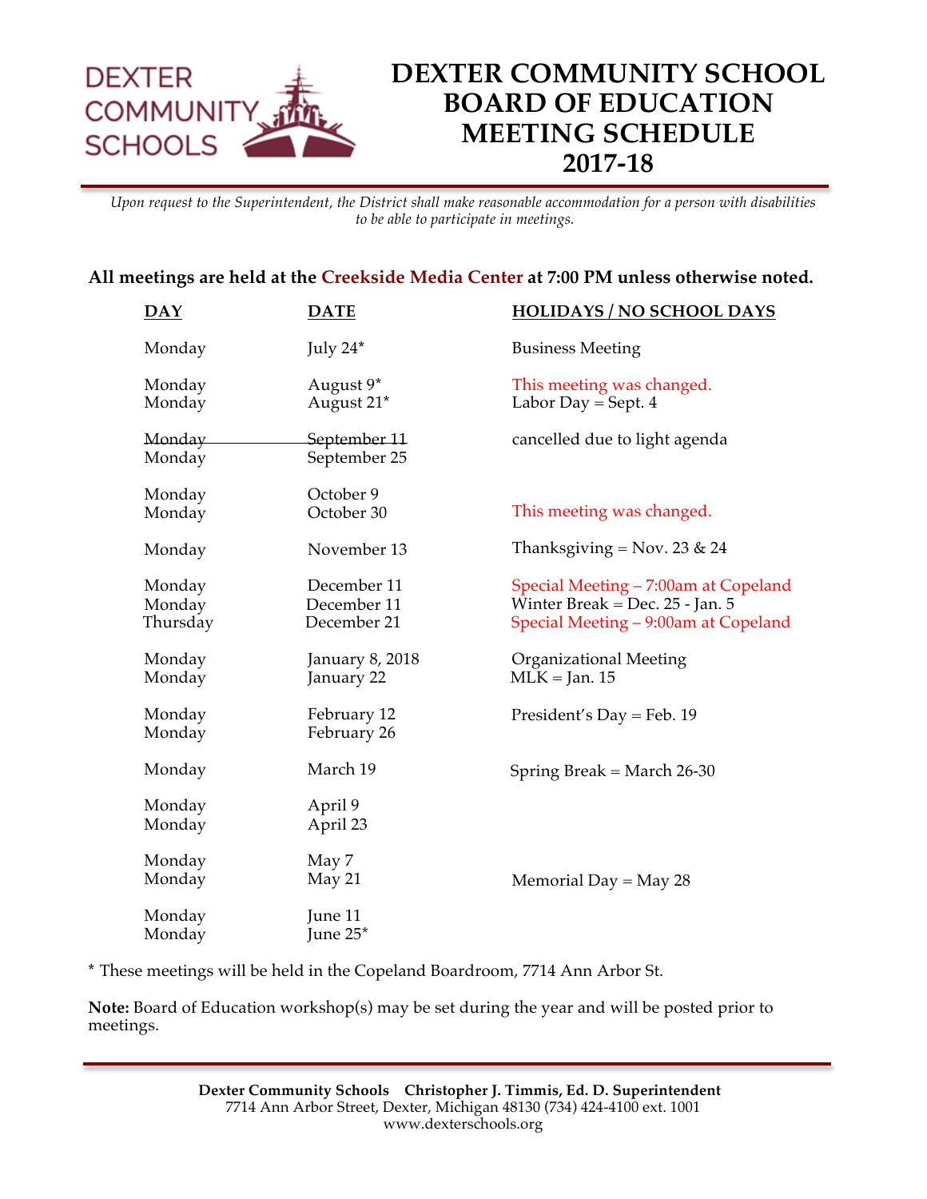DEXTER COMMUNITY SCHOOLS

# DEXTER COMMUNITY SCHOOL BOARD OF EDUCATION MEETING SCHEDULE 2017-18

*Upon request to the Superintendent, the District shall make reasonable accommodation for a person with disabilities to be able to participate in meetings.*

**All meetings are held at the Creekside Media Center at 7:00 PM unless otherwise noted.**

| DAY | DATE | HOLIDAYS / NO SCHOOL DAYS |
|---|---|---|
| Monday | July 24* | Business Meeting |
| Monday | August 9* | This meeting was changed. |
| Monday | August 21* | Labor Day = Sept. 4 |
| ~~Monday~~ | ~~September 11~~ | cancelled due to light agenda |
| Monday | September 25 | |
| Monday | October 9 | |
| Monday | October 30 | This meeting was changed. |
| Monday | November 13 | Thanksgiving = Nov. 23 & 24 |
| Monday | December 11 | Special Meeting – 7:00am at Copeland |
| Monday | December 11 | Winter Break = Dec. 25 - Jan. 5 |
| Thursday | December 21 | Special Meeting – 9:00am at Copeland |
| Monday | January 8, 2018 | Organizational Meeting |
| Monday | January 22 | MLK = Jan. 15 |
| Monday | February 12 | President's Day = Feb. 19 |
| Monday | February 26 | |
| Monday | March 19 | Spring Break = March 26-30 |
| Monday | April 9 | |
| Monday | April 23 | |
| Monday | May 7 | |
| Monday | May 21 | Memorial Day = May 28 |
| Monday | June 11 | |
| Monday | June 25* | |

* These meetings will be held in the Copeland Boardroom, 7714 Ann Arbor St.

**Note:** Board of Education workshop(s) may be set during the year and will be posted prior to meetings.

**Dexter Community Schools Christopher J. Timmis, Ed. D. Superintendent**
7714 Ann Arbor Street, Dexter, Michigan 48130 (734) 424-4100 ext. 1001
www.dexterschools.org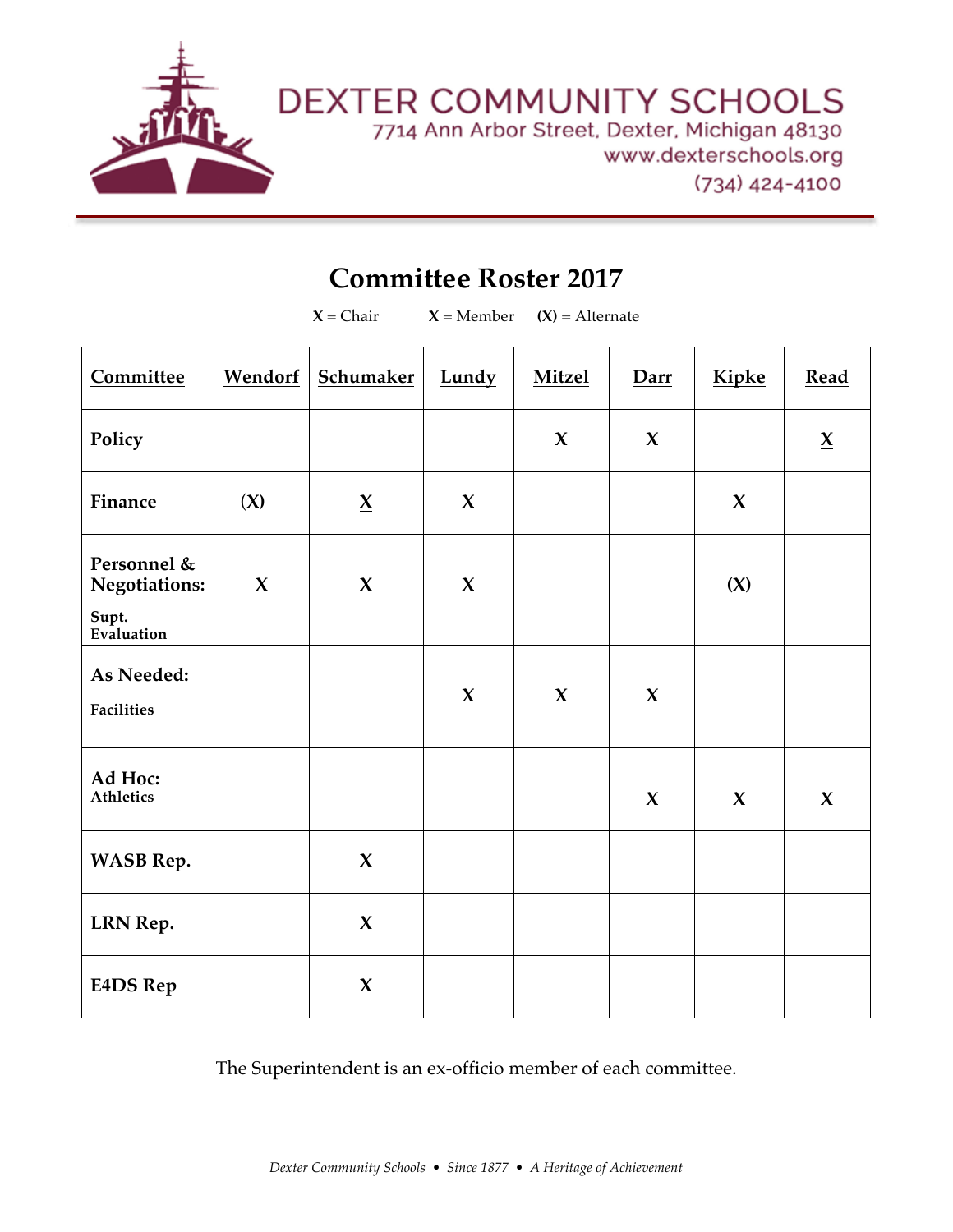# DEXTER COMMUNITY SCHOOLS

7714 Ann Arbor Street, Dexter, Michigan 48130
www.dexterschools.org
(734) 424-4100

## Committee Roster 2017

**X** (underlined) = Chair **X** = Member **(X)** = Alternate

| Committee | Wendorf | Schumaker | Lundy | Mitzel | Darr | Kipke | Read |
|---|---|---|---|---|---|---|---|
| **Policy** | | | | X | X | | X (Chair) |
| **Finance** | (X) | X (Chair) | X | | | X | |
| **Personnel & Negotiations:** Supt. Evaluation | X | X | X | | | (X) | |
| **As Needed:** Facilities | | | X | X | X | | |
| **Ad Hoc:** Athletics | | | | | X | X | X |
| **WASB Rep.** | | X | | | | | |
| **LRN Rep.** | | X | | | | | |
| **E4DS Rep** | | X | | | | | |

The Superintendent is an ex-officio member of each committee.

*Dexter Community Schools • Since 1877 • A Heritage of Achievement*